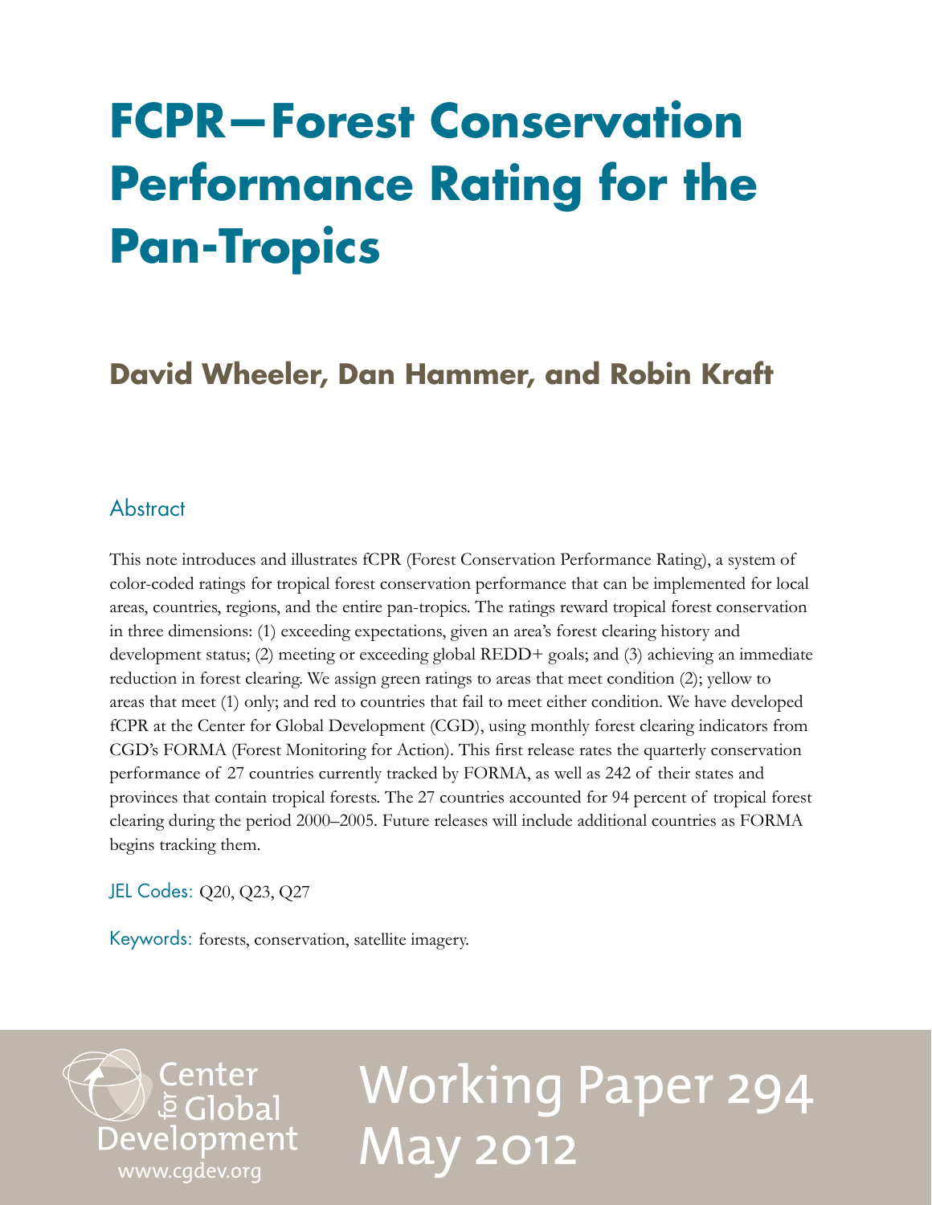# FCPR—Forest Conservation Performance Rating for the Pan-Tropics

## David Wheeler, Dan Hammer, and Robin Kraft

### Abstract

This note introduces and illustrates fCPR (Forest Conservation Performance Rating), a system of color-coded ratings for tropical forest conservation performance that can be implemented for local areas, countries, regions, and the entire pan-tropics. The ratings reward tropical forest conservation in three dimensions: (1) exceeding expectations, given an area's forest clearing history and development status; (2) meeting or exceeding global REDD+ goals; and (3) achieving an immediate reduction in forest clearing. We assign green ratings to areas that meet condition (2); yellow to areas that meet (1) only; and red to countries that fail to meet either condition. We have developed fCPR at the Center for Global Development (CGD), using monthly forest clearing indicators from CGD's FORMA (Forest Monitoring for Action). This first release rates the quarterly conservation performance of 27 countries currently tracked by FORMA, as well as 242 of their states and provinces that contain tropical forests. The 27 countries accounted for 94 percent of tropical forest clearing during the period 2000–2005. Future releases will include additional countries as FORMA begins tracking them.

JEL Codes: Q20, Q23, Q27

Keywords: forests, conservation, satellite imagery.

Center for Global Development
www.cgdev.org

Working Paper 294
May 2012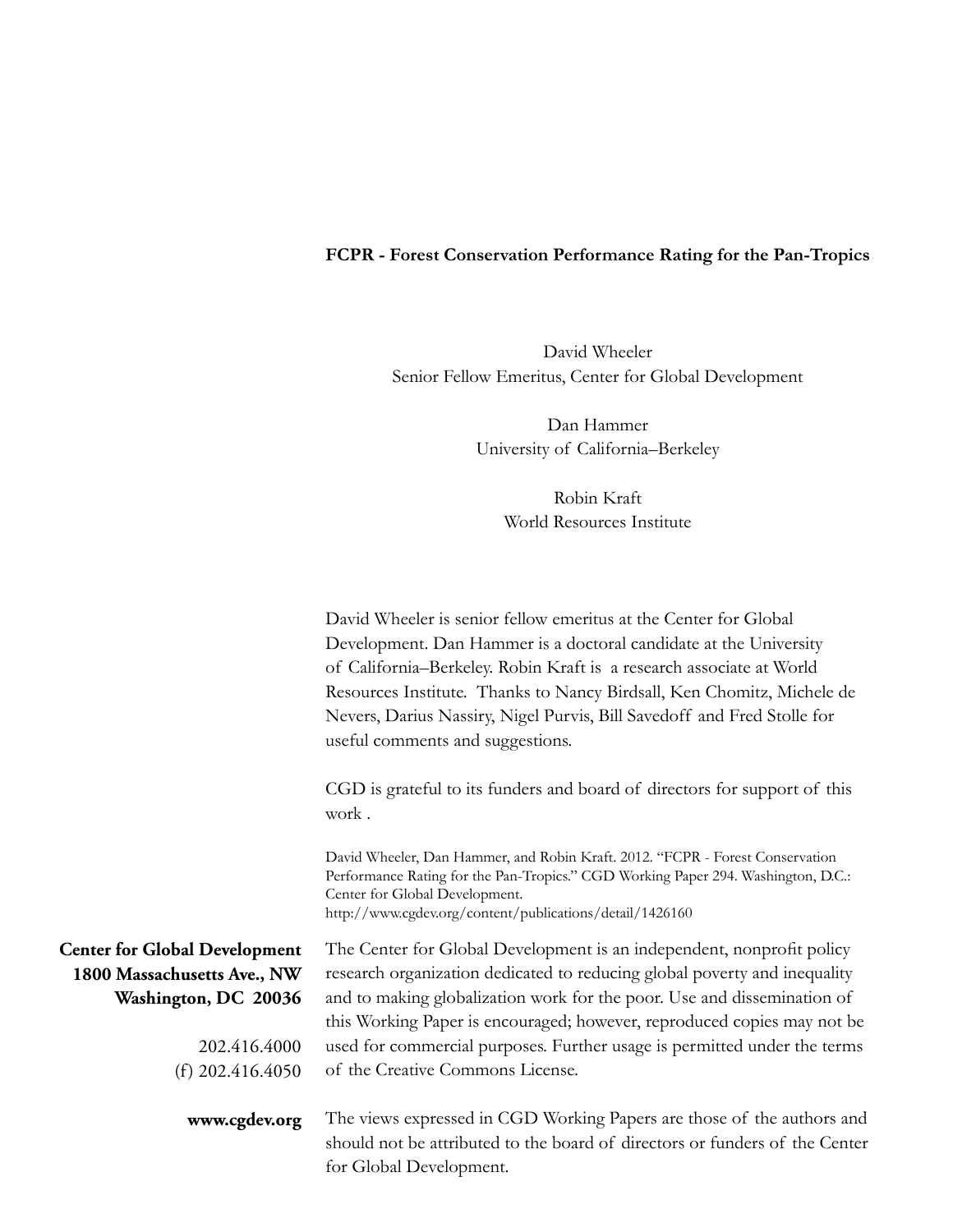**FCPR - Forest Conservation Performance Rating for the Pan-Tropics**

David Wheeler
Senior Fellow Emeritus, Center for Global Development

Dan Hammer
University of California–Berkeley

Robin Kraft
World Resources Institute

David Wheeler is senior fellow emeritus at the Center for Global Development. Dan Hammer is a doctoral candidate at the University of California–Berkeley. Robin Kraft is a research associate at World Resources Institute. Thanks to Nancy Birdsall, Ken Chomitz, Michele de Nevers, Darius Nassiry, Nigel Purvis, Bill Savedoff and Fred Stolle for useful comments and suggestions.

CGD is grateful to its funders and board of directors for support of this work .

David Wheeler, Dan Hammer, and Robin Kraft. 2012. "FCPR - Forest Conservation Performance Rating for the Pan-Tropics." CGD Working Paper 294. Washington, D.C.: Center for Global Development.
http://www.cgdev.org/content/publications/detail/1426160

**Center for Global Development**
**1800 Massachusetts Ave., NW**
**Washington, DC 20036**

202.416.4000
(f) 202.416.4050

**www.cgdev.org**

The Center for Global Development is an independent, nonprofit policy research organization dedicated to reducing global poverty and inequality and to making globalization work for the poor. Use and dissemination of this Working Paper is encouraged; however, reproduced copies may not be used for commercial purposes. Further usage is permitted under the terms of the Creative Commons License.

The views expressed in CGD Working Papers are those of the authors and should not be attributed to the board of directors or funders of the Center for Global Development.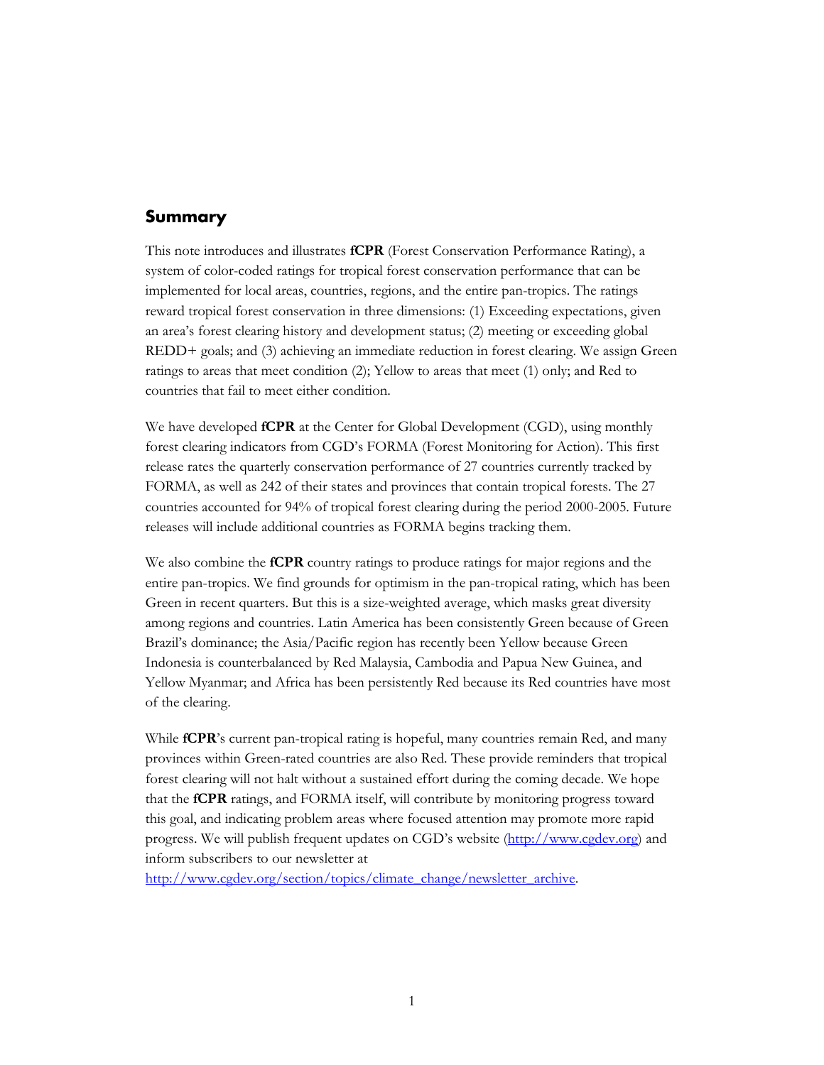## Summary

This note introduces and illustrates **fCPR** (Forest Conservation Performance Rating), a system of color-coded ratings for tropical forest conservation performance that can be implemented for local areas, countries, regions, and the entire pan-tropics. The ratings reward tropical forest conservation in three dimensions: (1) Exceeding expectations, given an area's forest clearing history and development status; (2) meeting or exceeding global REDD+ goals; and (3) achieving an immediate reduction in forest clearing. We assign Green ratings to areas that meet condition (2); Yellow to areas that meet (1) only; and Red to countries that fail to meet either condition.

We have developed **fCPR** at the Center for Global Development (CGD), using monthly forest clearing indicators from CGD's FORMA (Forest Monitoring for Action). This first release rates the quarterly conservation performance of 27 countries currently tracked by FORMA, as well as 242 of their states and provinces that contain tropical forests. The 27 countries accounted for 94% of tropical forest clearing during the period 2000-2005. Future releases will include additional countries as FORMA begins tracking them.

We also combine the **fCPR** country ratings to produce ratings for major regions and the entire pan-tropics. We find grounds for optimism in the pan-tropical rating, which has been Green in recent quarters. But this is a size-weighted average, which masks great diversity among regions and countries. Latin America has been consistently Green because of Green Brazil's dominance; the Asia/Pacific region has recently been Yellow because Green Indonesia is counterbalanced by Red Malaysia, Cambodia and Papua New Guinea, and Yellow Myanmar; and Africa has been persistently Red because its Red countries have most of the clearing.

While **fCPR**'s current pan-tropical rating is hopeful, many countries remain Red, and many provinces within Green-rated countries are also Red. These provide reminders that tropical forest clearing will not halt without a sustained effort during the coming decade. We hope that the **fCPR** ratings, and FORMA itself, will contribute by monitoring progress toward this goal, and indicating problem areas where focused attention may promote more rapid progress. We will publish frequent updates on CGD's website (http://www.cgdev.org) and inform subscribers to our newsletter at http://www.cgdev.org/section/topics/climate_change/newsletter_archive.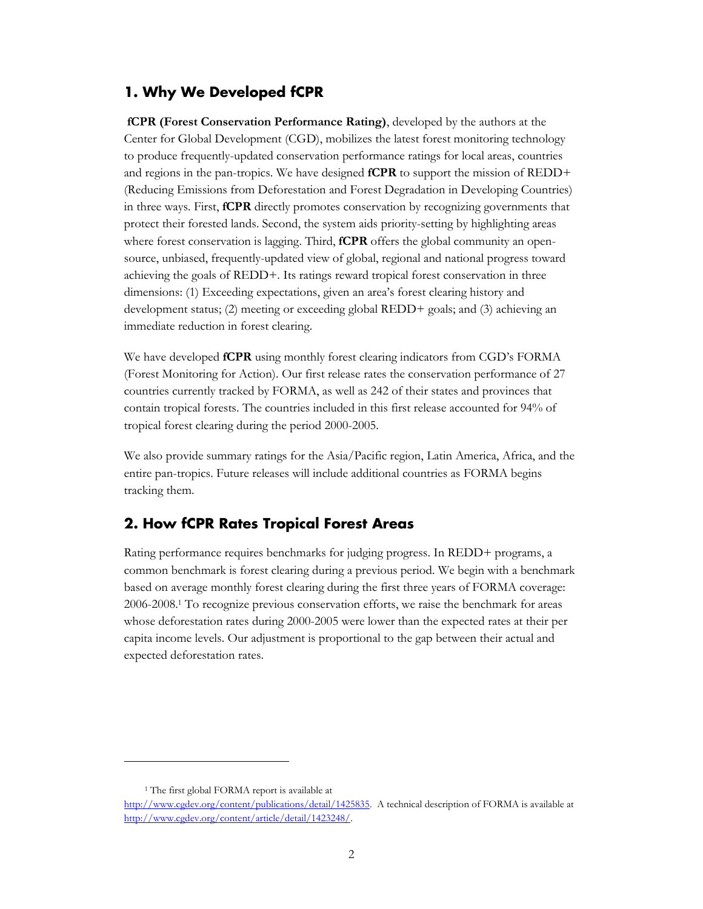## 1. Why We Developed fCPR

**fCPR (Forest Conservation Performance Rating)**, developed by the authors at the Center for Global Development (CGD), mobilizes the latest forest monitoring technology to produce frequently-updated conservation performance ratings for local areas, countries and regions in the pan-tropics. We have designed **fCPR** to support the mission of REDD+ (Reducing Emissions from Deforestation and Forest Degradation in Developing Countries) in three ways. First, **fCPR** directly promotes conservation by recognizing governments that protect their forested lands. Second, the system aids priority-setting by highlighting areas where forest conservation is lagging. Third, **fCPR** offers the global community an open-source, unbiased, frequently-updated view of global, regional and national progress toward achieving the goals of REDD+. Its ratings reward tropical forest conservation in three dimensions: (1) Exceeding expectations, given an area's forest clearing history and development status; (2) meeting or exceeding global REDD+ goals; and (3) achieving an immediate reduction in forest clearing.

We have developed **fCPR** using monthly forest clearing indicators from CGD's FORMA (Forest Monitoring for Action). Our first release rates the conservation performance of 27 countries currently tracked by FORMA, as well as 242 of their states and provinces that contain tropical forests. The countries included in this first release accounted for 94% of tropical forest clearing during the period 2000-2005.

We also provide summary ratings for the Asia/Pacific region, Latin America, Africa, and the entire pan-tropics. Future releases will include additional countries as FORMA begins tracking them.

## 2. How fCPR Rates Tropical Forest Areas

Rating performance requires benchmarks for judging progress. In REDD+ programs, a common benchmark is forest clearing during a previous period. We begin with a benchmark based on average monthly forest clearing during the first three years of FORMA coverage: 2006-2008.[1] To recognize previous conservation efforts, we raise the benchmark for areas whose deforestation rates during 2000-2005 were lower than the expected rates at their per capita income levels. Our adjustment is proportional to the gap between their actual and expected deforestation rates.

[1] The first global FORMA report is available at http://www.cgdev.org/content/publications/detail/1425835. A technical description of FORMA is available at http://www.cgdev.org/content/article/detail/1423248/.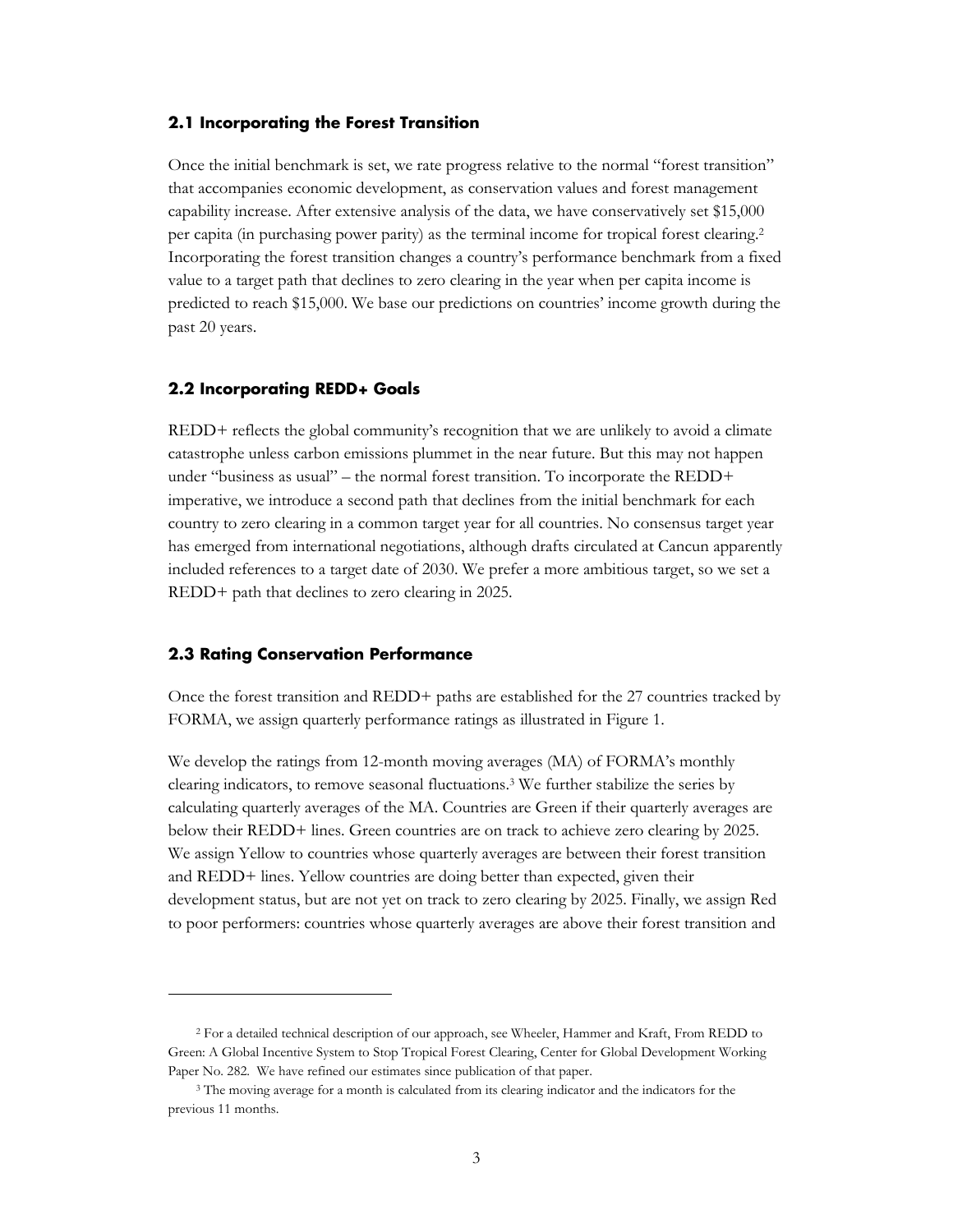### 2.1 Incorporating the Forest Transition

Once the initial benchmark is set, we rate progress relative to the normal "forest transition" that accompanies economic development, as conservation values and forest management capability increase. After extensive analysis of the data, we have conservatively set $15,000 per capita (in purchasing power parity) as the terminal income for tropical forest clearing.[2] Incorporating the forest transition changes a country's performance benchmark from a fixed value to a target path that declines to zero clearing in the year when per capita income is predicted to reach $15,000. We base our predictions on countries' income growth during the past 20 years.

### 2.2 Incorporating REDD+ Goals

REDD+ reflects the global community's recognition that we are unlikely to avoid a climate catastrophe unless carbon emissions plummet in the near future. But this may not happen under "business as usual" – the normal forest transition. To incorporate the REDD+ imperative, we introduce a second path that declines from the initial benchmark for each country to zero clearing in a common target year for all countries. No consensus target year has emerged from international negotiations, although drafts circulated at Cancun apparently included references to a target date of 2030. We prefer a more ambitious target, so we set a REDD+ path that declines to zero clearing in 2025.

### 2.3 Rating Conservation Performance

Once the forest transition and REDD+ paths are established for the 27 countries tracked by FORMA, we assign quarterly performance ratings as illustrated in Figure 1.

We develop the ratings from 12-month moving averages (MA) of FORMA's monthly clearing indicators, to remove seasonal fluctuations.[3] We further stabilize the series by calculating quarterly averages of the MA. Countries are Green if their quarterly averages are below their REDD+ lines. Green countries are on track to achieve zero clearing by 2025. We assign Yellow to countries whose quarterly averages are between their forest transition and REDD+ lines. Yellow countries are doing better than expected, given their development status, but are not yet on track to zero clearing by 2025. Finally, we assign Red to poor performers: countries whose quarterly averages are above their forest transition and

---

[2] For a detailed technical description of our approach, see Wheeler, Hammer and Kraft, From REDD to Green: A Global Incentive System to Stop Tropical Forest Clearing, Center for Global Development Working Paper No. 282. We have refined our estimates since publication of that paper.

[3] The moving average for a month is calculated from its clearing indicator and the indicators for the previous 11 months.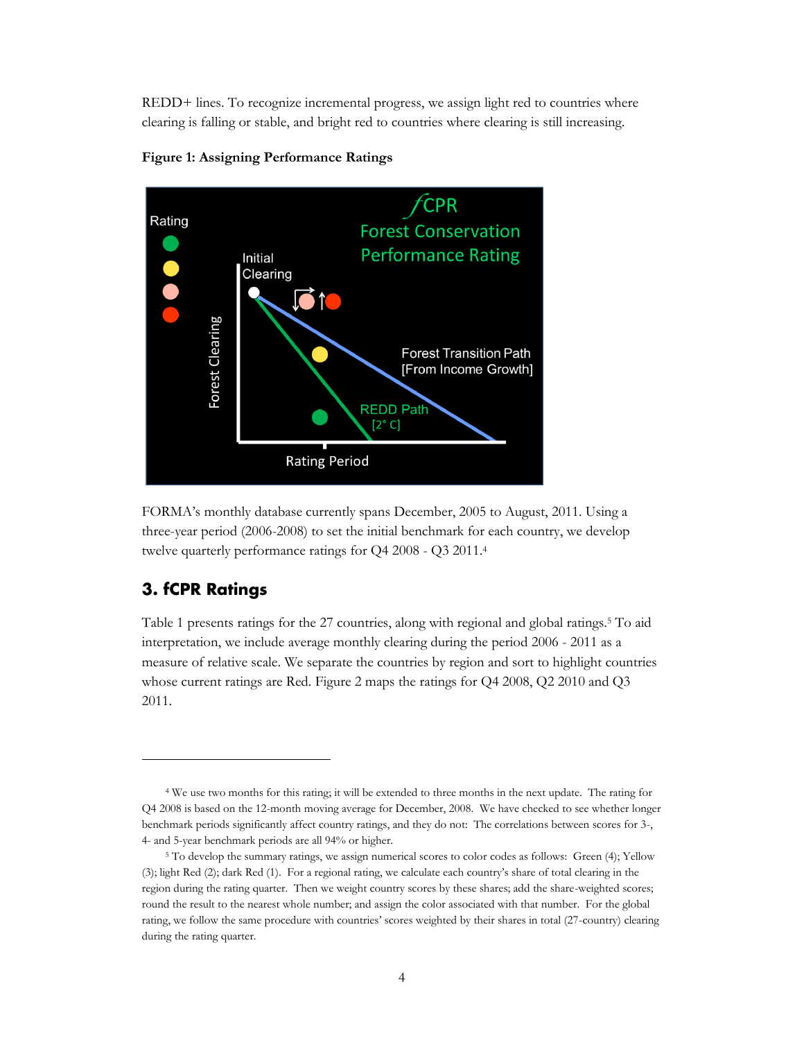REDD+ lines. To recognize incremental progress, we assign light red to countries where clearing is falling or stable, and bright red to countries where clearing is still increasing.

**Figure 1: Assigning Performance Ratings**

FORMA's monthly database currently spans December, 2005 to August, 2011. Using a three-year period (2006-2008) to set the initial benchmark for each country, we develop twelve quarterly performance ratings for Q4 2008 - Q3 2011.[4]

## 3. fCPR Ratings

Table 1 presents ratings for the 27 countries, along with regional and global ratings.[5] To aid interpretation, we include average monthly clearing during the period 2006 - 2011 as a measure of relative scale. We separate the countries by region and sort to highlight countries whose current ratings are Red. Figure 2 maps the ratings for Q4 2008, Q2 2010 and Q3 2011.

---

[4] We use two months for this rating; it will be extended to three months in the next update. The rating for Q4 2008 is based on the 12-month moving average for December, 2008. We have checked to see whether longer benchmark periods significantly affect country ratings, and they do not: The correlations between scores for 3-, 4- and 5-year benchmark periods are all 94% or higher.

[5] To develop the summary ratings, we assign numerical scores to color codes as follows: Green (4); Yellow (3); light Red (2); dark Red (1). For a regional rating, we calculate each country's share of total clearing in the region during the rating quarter. Then we weight country scores by these shares; add the share-weighted scores; round the result to the nearest whole number; and assign the color associated with that number. For the global rating, we follow the same procedure with countries' scores weighted by their shares in total (27-country) clearing during the rating quarter.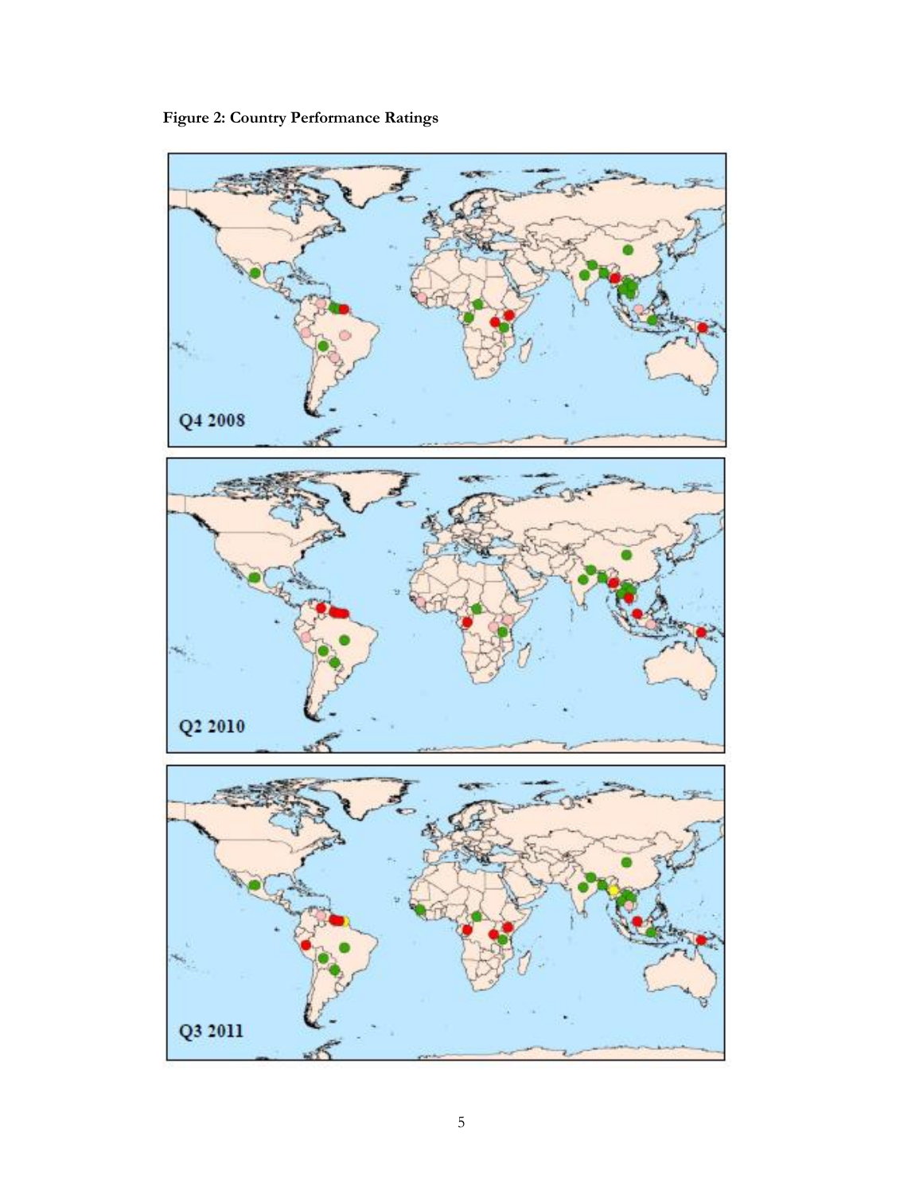**Figure 2: Country Performance Ratings**

Q4 2008

Q2 2010

Q3 2011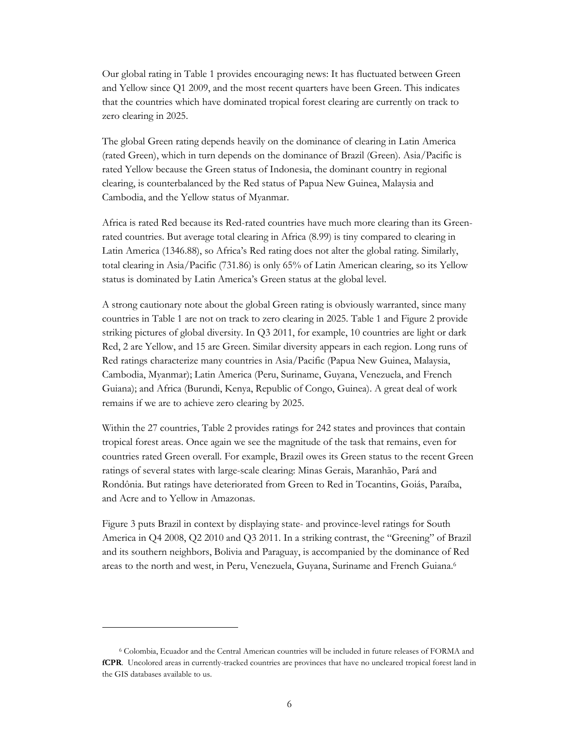Our global rating in Table 1 provides encouraging news: It has fluctuated between Green and Yellow since Q1 2009, and the most recent quarters have been Green. This indicates that the countries which have dominated tropical forest clearing are currently on track to zero clearing in 2025.

The global Green rating depends heavily on the dominance of clearing in Latin America (rated Green), which in turn depends on the dominance of Brazil (Green). Asia/Pacific is rated Yellow because the Green status of Indonesia, the dominant country in regional clearing, is counterbalanced by the Red status of Papua New Guinea, Malaysia and Cambodia, and the Yellow status of Myanmar.

Africa is rated Red because its Red-rated countries have much more clearing than its Green-rated countries. But average total clearing in Africa (8.99) is tiny compared to clearing in Latin America (1346.88), so Africa's Red rating does not alter the global rating. Similarly, total clearing in Asia/Pacific (731.86) is only 65% of Latin American clearing, so its Yellow status is dominated by Latin America's Green status at the global level.

A strong cautionary note about the global Green rating is obviously warranted, since many countries in Table 1 are not on track to zero clearing in 2025. Table 1 and Figure 2 provide striking pictures of global diversity. In Q3 2011, for example, 10 countries are light or dark Red, 2 are Yellow, and 15 are Green. Similar diversity appears in each region. Long runs of Red ratings characterize many countries in Asia/Pacific (Papua New Guinea, Malaysia, Cambodia, Myanmar); Latin America (Peru, Suriname, Guyana, Venezuela, and French Guiana); and Africa (Burundi, Kenya, Republic of Congo, Guinea). A great deal of work remains if we are to achieve zero clearing by 2025.

Within the 27 countries, Table 2 provides ratings for 242 states and provinces that contain tropical forest areas. Once again we see the magnitude of the task that remains, even for countries rated Green overall. For example, Brazil owes its Green status to the recent Green ratings of several states with large-scale clearing: Minas Gerais, Maranhão, Pará and Rondônia. But ratings have deteriorated from Green to Red in Tocantins, Goiás, Paraíba, and Acre and to Yellow in Amazonas.

Figure 3 puts Brazil in context by displaying state- and province-level ratings for South America in Q4 2008, Q2 2010 and Q3 2011. In a striking contrast, the "Greening" of Brazil and its southern neighbors, Bolivia and Paraguay, is accompanied by the dominance of Red areas to the north and west, in Peru, Venezuela, Guyana, Suriname and French Guiana.[6]

---

[6] Colombia, Ecuador and the Central American countries will be included in future releases of FORMA and **fCPR**. Uncolored areas in currently-tracked countries are provinces that have no uncleared tropical forest land in the GIS databases available to us.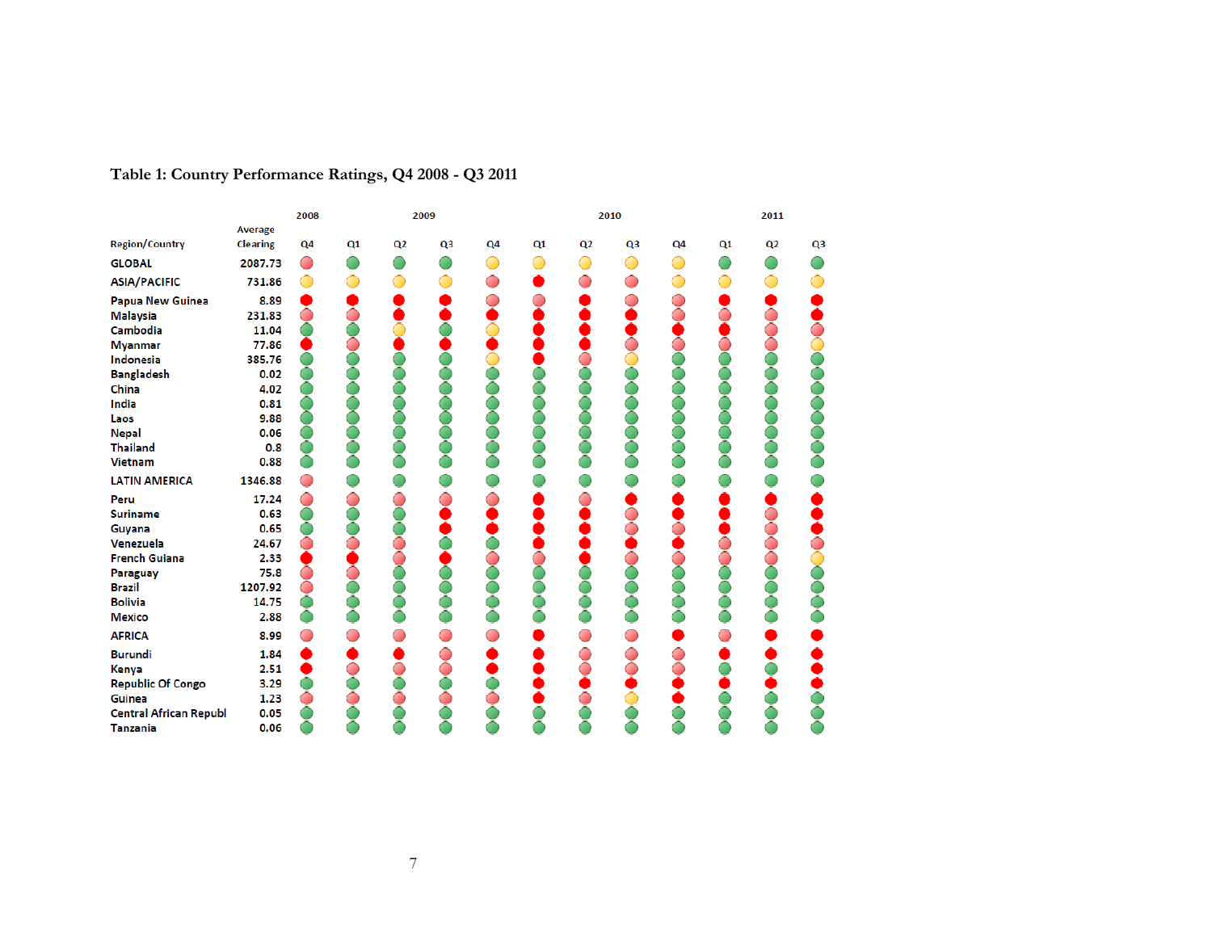**Table 1: Country Performance Ratings, Q4 2008 - Q3 2011**

| Region/Country | Average Clearing | 2008 Q4 | 2009 Q1 | 2009 Q2 | 2009 Q3 | 2009 Q4 | 2010 Q1 | 2010 Q2 | 2010 Q3 | 2010 Q4 | 2011 Q1 | 2011 Q2 | 2011 Q3 |
|---|---|---|---|---|---|---|---|---|---|---|---|---|---|
| GLOBAL | 2087.73 | Light red | Green | Green | Green | Yellow | Yellow | Yellow | Yellow | Yellow | Green | Green | Green |
| ASIA/PACIFIC | 731.86 | Yellow | Yellow | Yellow | Yellow | Light red | Red | Light red | Light red | Yellow | Yellow | Yellow | Yellow |
| Papua New Guinea | 8.89 | Red | Red | Red | Red | Light red | Light red | Red | Light red | Light red | Red | Red | Red |
| Malaysia | 231.83 | Light red | Light red | Red | Red | Red | Red | Red | Red | Light red | Light red | Light red | Red |
| Cambodia | 11.04 | Green | Green | Yellow | Green | Yellow | Red | Red | Red | Red | Red | Light red | Light red |
| Myanmar | 77.86 | Red | Light red | Red | Red | Red | Red | Red | Light red | Light red | Light red | Light red | Yellow |
| Indonesia | 385.76 | Green | Green | Green | Green | Yellow | Red | Light red | Yellow | Green | Green | Green | Green |
| Bangladesh | 0.02 | Green | Green | Green | Green | Green | Green | Green | Green | Green | Green | Green | Green |
| China | 4.02 | Green | Green | Green | Green | Green | Green | Green | Green | Green | Green | Green | Green |
| India | 0.81 | Green | Green | Green | Green | Green | Green | Green | Green | Green | Green | Green | Green |
| Laos | 9.88 | Green | Green | Green | Green | Green | Green | Green | Green | Green | Green | Green | Green |
| Nepal | 0.06 | Green | Green | Green | Green | Green | Green | Green | Green | Green | Green | Green | Green |
| Thailand | 0.8 | Green | Green | Green | Green | Green | Green | Green | Green | Green | Green | Green | Green |
| Vietnam | 0.88 | Green | Green | Green | Green | Green | Green | Green | Green | Green | Green | Green | Green |
| LATIN AMERICA | 1346.88 | Light red | Green | Green | Green | Green | Green | Green | Green | Green | Green | Green | Green |
| Peru | 17.24 | Light red | Light red | Light red | Light red | Light red | Red | Light red | Red | Red | Red | Red | Red |
| Suriname | 0.63 | Green | Green | Green | Red | Red | Red | Red | Light red | Red | Red | Light red | Red |
| Guyana | 0.65 | Green | Green | Green | Red | Red | Red | Red | Light red | Light red | Red | Light red | Red |
| Venezuela | 24.67 | Light red | Light red | Light red | Green | Green | Red | Red | Red | Red | Light red | Light red | Light red |
| French Guiana | 2.33 | Red | Red | Light red | Red | Light red | Light red | Red | Light red | Light red | Light red | Light red | Yellow |
| Paraguay | 75.8 | Light red | Light red | Green | Green | Green | Green | Green | Green | Green | Green | Green | Green |
| Brazil | 1207.92 | Light red | Green | Green | Green | Green | Green | Green | Green | Green | Green | Green | Green |
| Bolivia | 14.75 | Green | Green | Green | Green | Green | Green | Green | Green | Green | Green | Green | Green |
| Mexico | 2.88 | Green | Green | Green | Green | Green | Green | Green | Green | Green | Green | Green | Green |
| AFRICA | 8.99 | Light red | Light red | Light red | Light red | Light red | Red | Light red | Light red | Red | Light red | Red | Red |
| Burundi | 1.84 | Red | Red | Red | Light red | Red | Red | Light red | Light red | Light red | Red | Red | Red |
| Kenya | 2.51 | Red | Light red | Light red | Light red | Red | Red | Light red | Light red | Light red | Green | Green | Red |
| Republic Of Congo | 3.29 | Green | Green | Green | Green | Green | Red | Red | Red | Red | Red | Red | Red |
| Guinea | 1.23 | Light red | Light red | Light red | Light red | Light red | Red | Light red | Yellow | Red | Green | Green | Green |
| Central African Republ | 0.05 | Green | Green | Green | Green | Green | Green | Green | Green | Green | Green | Green | Green |
| Tanzania | 0.06 | Green | Green | Green | Green | Green | Green | Green | Green | Green | Green | Green | Green |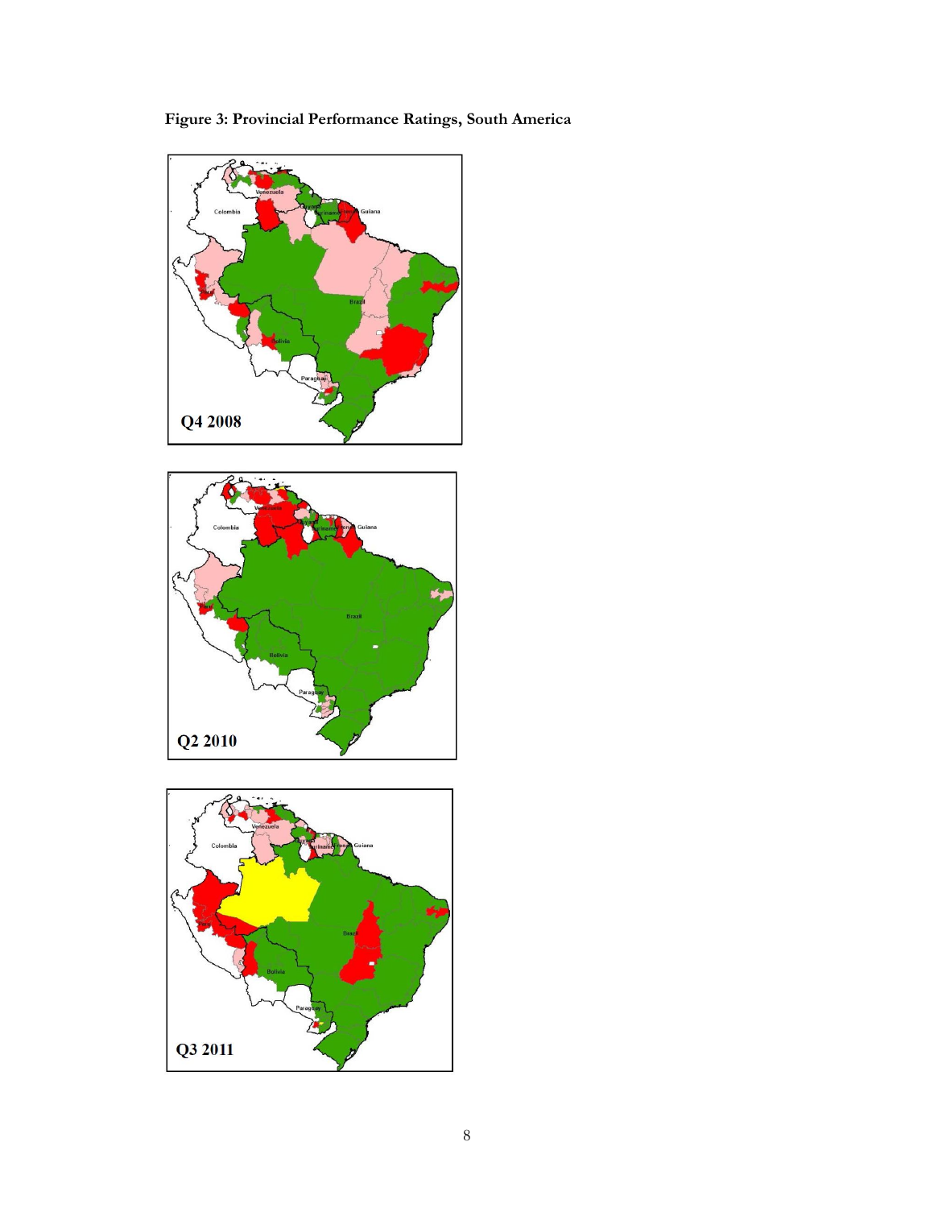**Figure 3: Provincial Performance Ratings, South America**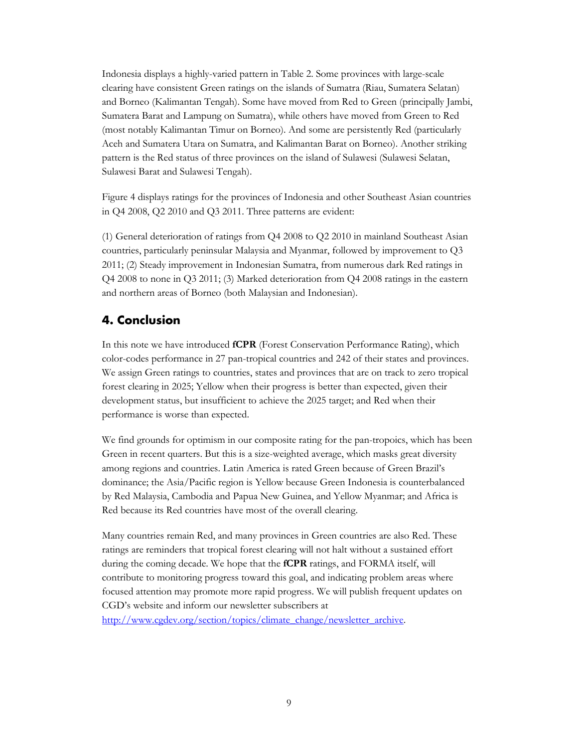Indonesia displays a highly-varied pattern in Table 2. Some provinces with large-scale clearing have consistent Green ratings on the islands of Sumatra (Riau, Sumatera Selatan) and Borneo (Kalimantan Tengah). Some have moved from Red to Green (principally Jambi, Sumatera Barat and Lampung on Sumatra), while others have moved from Green to Red (most notably Kalimantan Timur on Borneo). And some are persistently Red (particularly Aceh and Sumatera Utara on Sumatra, and Kalimantan Barat on Borneo). Another striking pattern is the Red status of three provinces on the island of Sulawesi (Sulawesi Selatan, Sulawesi Barat and Sulawesi Tengah).

Figure 4 displays ratings for the provinces of Indonesia and other Southeast Asian countries in Q4 2008, Q2 2010 and Q3 2011. Three patterns are evident:

(1) General deterioration of ratings from Q4 2008 to Q2 2010 in mainland Southeast Asian countries, particularly peninsular Malaysia and Myanmar, followed by improvement to Q3 2011; (2) Steady improvement in Indonesian Sumatra, from numerous dark Red ratings in Q4 2008 to none in Q3 2011; (3) Marked deterioration from Q4 2008 ratings in the eastern and northern areas of Borneo (both Malaysian and Indonesian).

## 4. Conclusion

In this note we have introduced **fCPR** (Forest Conservation Performance Rating), which color-codes performance in 27 pan-tropical countries and 242 of their states and provinces. We assign Green ratings to countries, states and provinces that are on track to zero tropical forest clearing in 2025; Yellow when their progress is better than expected, given their development status, but insufficient to achieve the 2025 target; and Red when their performance is worse than expected.

We find grounds for optimism in our composite rating for the pan-tropoics, which has been Green in recent quarters. But this is a size-weighted average, which masks great diversity among regions and countries. Latin America is rated Green because of Green Brazil's dominance; the Asia/Pacific region is Yellow because Green Indonesia is counterbalanced by Red Malaysia, Cambodia and Papua New Guinea, and Yellow Myanmar; and Africa is Red because its Red countries have most of the overall clearing.

Many countries remain Red, and many provinces in Green countries are also Red. These ratings are reminders that tropical forest clearing will not halt without a sustained effort during the coming decade. We hope that the **fCPR** ratings, and FORMA itself, will contribute to monitoring progress toward this goal, and indicating problem areas where focused attention may promote more rapid progress. We will publish frequent updates on CGD's website and inform our newsletter subscribers at http://www.cgdev.org/section/topics/climate_change/newsletter_archive.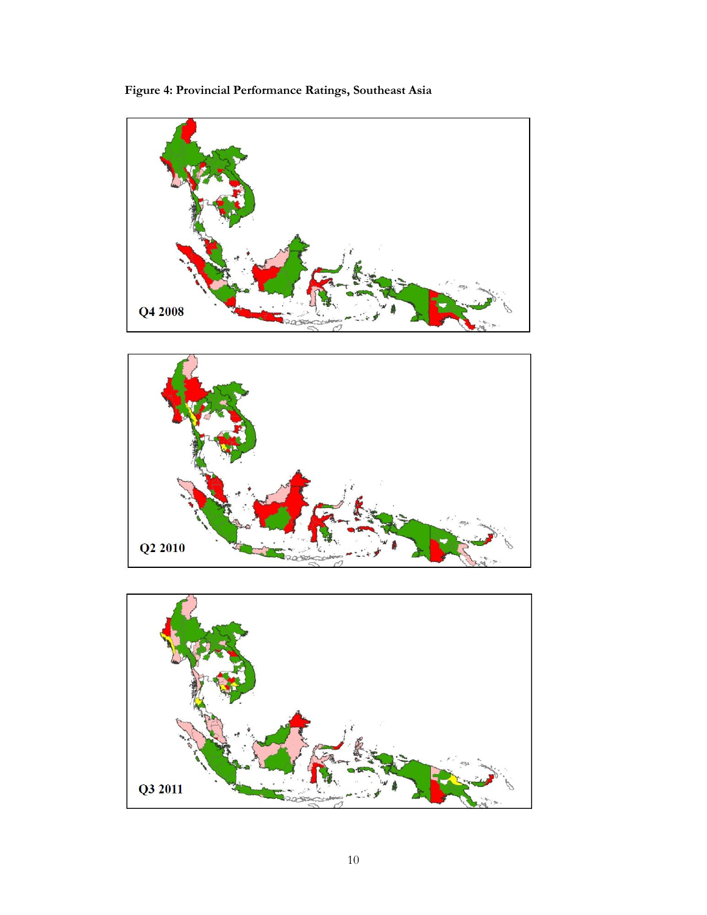**Figure 4: Provincial Performance Ratings, Southeast Asia**

Q4 2008

Q2 2010

Q3 2011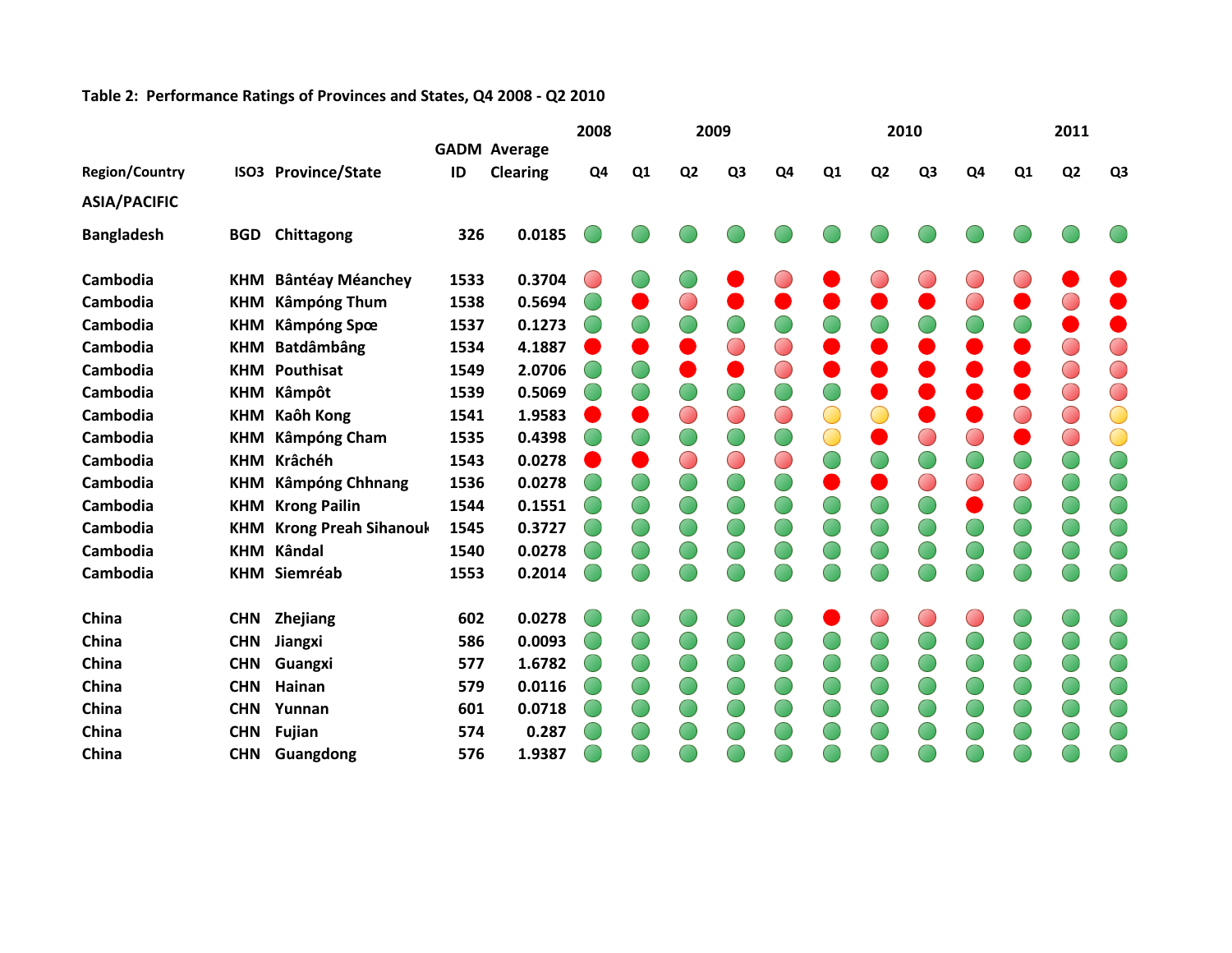**Table 2: Performance Ratings of Provinces and States, Q4 2008 - Q2 2010**

| Region/Country | ISO3 | Province/State | GADM ID | Average Clearing | 2008 | 2009 | | | | 2010 | | | | 2011 | | |
|---|---|---|---|---|---|---|---|---|---|---|---|---|---|---|---|---|
| | | | | | Q4 | Q1 | Q2 | Q3 | Q4 | Q1 | Q2 | Q3 | Q4 | Q1 | Q2 | Q3 |
| **ASIA/PACIFIC** | | | | | | | | | | | | | | | | |
| Bangladesh | BGD | Chittagong | 326 | 0.0185 | Green | Green | Green | Green | Green | Green | Green | Green | Green | Green | Green | Green |
| Cambodia | KHM | Bântéay Méanchey | 1533 | 0.3704 | Light red | Green | Green | Red | Light red | Red | Light red | Light red | Light red | Light red | Red | Red |
| Cambodia | KHM | Kâmpóng Thum | 1538 | 0.5694 | Green | Red | Light red | Red | Red | Red | Red | Red | Light red | Red | Light red | Red |
| Cambodia | KHM | Kâmpóng Spœ | 1537 | 0.1273 | Green | Green | Green | Green | Green | Green | Green | Green | Green | Green | Red | Red |
| Cambodia | KHM | Batdâmbâng | 1534 | 4.1887 | Red | Red | Red | Light red | Light red | Red | Red | Red | Red | Red | Light red | Light red |
| Cambodia | KHM | Pouthisat | 1549 | 2.0706 | Green | Green | Red | Red | Light red | Red | Red | Red | Red | Red | Light red | Light red |
| Cambodia | KHM | Kâmpôt | 1539 | 0.5069 | Green | Green | Green | Green | Green | Green | Red | Red | Red | Red | Light red | Light red |
| Cambodia | KHM | Kaôh Kong | 1541 | 1.9583 | Red | Red | Light red | Light red | Light red | Yellow | Yellow | Red | Red | Light red | Light red | Yellow |
| Cambodia | KHM | Kâmpóng Cham | 1535 | 0.4398 | Green | Green | Green | Green | Green | Yellow | Red | Light red | Light red | Red | Light red | Yellow |
| Cambodia | KHM | Krâchéh | 1543 | 0.0278 | Red | Red | Light red | Light red | Light red | Green | Green | Green | Green | Green | Green | Green |
| Cambodia | KHM | Kâmpóng Chhnang | 1536 | 0.0278 | Green | Green | Green | Green | Green | Red | Red | Light red | Light red | Light red | Green | Green |
| Cambodia | KHM | Krong Pailin | 1544 | 0.1551 | Green | Green | Green | Green | Green | Green | Green | Green | Red | Green | Green | Green |
| Cambodia | KHM | Krong Preah Sihanouk | 1545 | 0.3727 | Green | Green | Green | Green | Green | Green | Green | Green | Green | Green | Green | Green |
| Cambodia | KHM | Kândal | 1540 | 0.0278 | Green | Green | Green | Green | Green | Green | Green | Green | Green | Green | Green | Green |
| Cambodia | KHM | Siemréab | 1553 | 0.2014 | Green | Green | Green | Green | Green | Green | Green | Green | Green | Green | Green | Green |
| China | CHN | Zhejiang | 602 | 0.0278 | Green | Green | Green | Green | Green | Red | Light red | Light red | Light red | Green | Green | Green |
| China | CHN | Jiangxi | 586 | 0.0093 | Green | Green | Green | Green | Green | Green | Green | Green | Green | Green | Green | Green |
| China | CHN | Guangxi | 577 | 1.6782 | Green | Green | Green | Green | Green | Green | Green | Green | Green | Green | Green | Green |
| China | CHN | Hainan | 579 | 0.0116 | Green | Green | Green | Green | Green | Green | Green | Green | Green | Green | Green | Green |
| China | CHN | Yunnan | 601 | 0.0718 | Green | Green | Green | Green | Green | Green | Green | Green | Green | Green | Green | Green |
| China | CHN | Fujian | 574 | 0.287 | Green | Green | Green | Green | Green | Green | Green | Green | Green | Green | Green | Green |
| China | CHN | Guangdong | 576 | 1.9387 | Green | Green | Green | Green | Green | Green | Green | Green | Green | Green | Green | Green |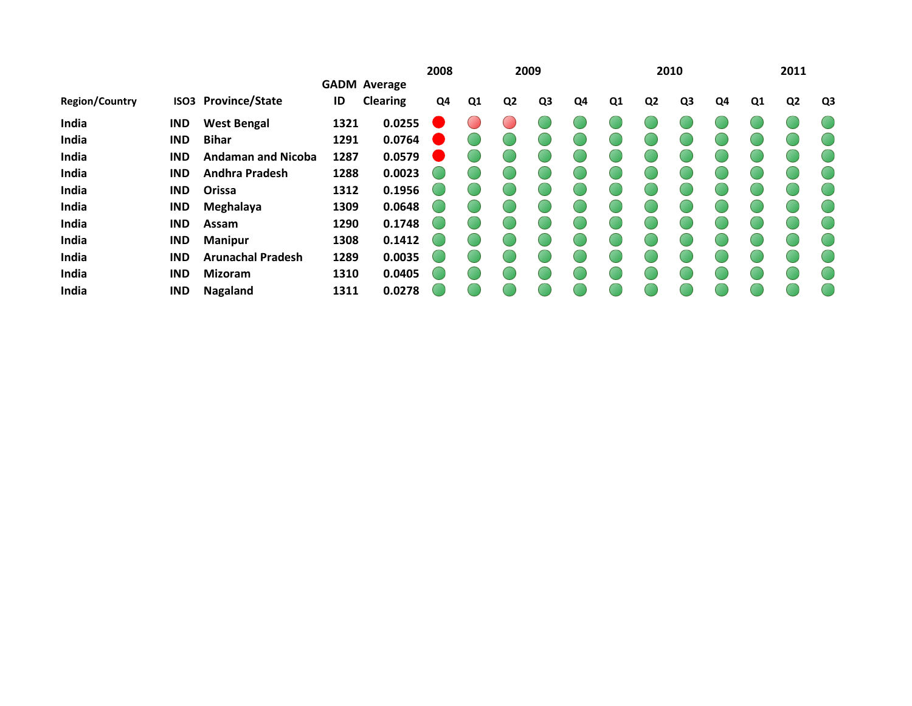| Region/Country | ISO3 | Province/State | GADM ID | Average Clearing | 2008 | 2009 | | | | 2010 | | | | 2011 | | |
|---|---|---|---|---|---|---|---|---|---|---|---|---|---|---|---|---|
| | | | | | Q4 | Q1 | Q2 | Q3 | Q4 | Q1 | Q2 | Q3 | Q4 | Q1 | Q2 | Q3 |
| India | IND | West Bengal | 1321 | 0.0255 | 🔴 | 🔴 (light) | 🔴 (light) | 🟢 | 🟢 | 🟢 | 🟢 | 🟢 | 🟢 | 🟢 | 🟢 | 🟢 |
| India | IND | Bihar | 1291 | 0.0764 | 🔴 | 🟢 | 🟢 | 🟢 | 🟢 | 🟢 | 🟢 | 🟢 | 🟢 | 🟢 | 🟢 | 🟢 |
| India | IND | Andaman and Nicoba | 1287 | 0.0579 | 🔴 | 🟢 | 🟢 | 🟢 | 🟢 | 🟢 | 🟢 | 🟢 | 🟢 | 🟢 | 🟢 | 🟢 |
| India | IND | Andhra Pradesh | 1288 | 0.0023 | 🟢 | 🟢 | 🟢 | 🟢 | 🟢 | 🟢 | 🟢 | 🟢 | 🟢 | 🟢 | 🟢 | 🟢 |
| India | IND | Orissa | 1312 | 0.1956 | 🟢 | 🟢 | 🟢 | 🟢 | 🟢 | 🟢 | 🟢 | 🟢 | 🟢 | 🟢 | 🟢 | 🟢 |
| India | IND | Meghalaya | 1309 | 0.0648 | 🟢 | 🟢 | 🟢 | 🟢 | 🟢 | 🟢 | 🟢 | 🟢 | 🟢 | 🟢 | 🟢 | 🟢 |
| India | IND | Assam | 1290 | 0.1748 | 🟢 | 🟢 | 🟢 | 🟢 | 🟢 | 🟢 | 🟢 | 🟢 | 🟢 | 🟢 | 🟢 | 🟢 |
| India | IND | Manipur | 1308 | 0.1412 | 🟢 | 🟢 | 🟢 | 🟢 | 🟢 | 🟢 | 🟢 | 🟢 | 🟢 | 🟢 | 🟢 | 🟢 |
| India | IND | Arunachal Pradesh | 1289 | 0.0035 | 🟢 | 🟢 | 🟢 | 🟢 | 🟢 | 🟢 | 🟢 | 🟢 | 🟢 | 🟢 | 🟢 | 🟢 |
| India | IND | Mizoram | 1310 | 0.0405 | 🟢 | 🟢 | 🟢 | 🟢 | 🟢 | 🟢 | 🟢 | 🟢 | 🟢 | 🟢 | 🟢 | 🟢 |
| India | IND | Nagaland | 1311 | 0.0278 | 🟢 | 🟢 | 🟢 | 🟢 | 🟢 | 🟢 | 🟢 | 🟢 | 🟢 | 🟢 | 🟢 | 🟢 |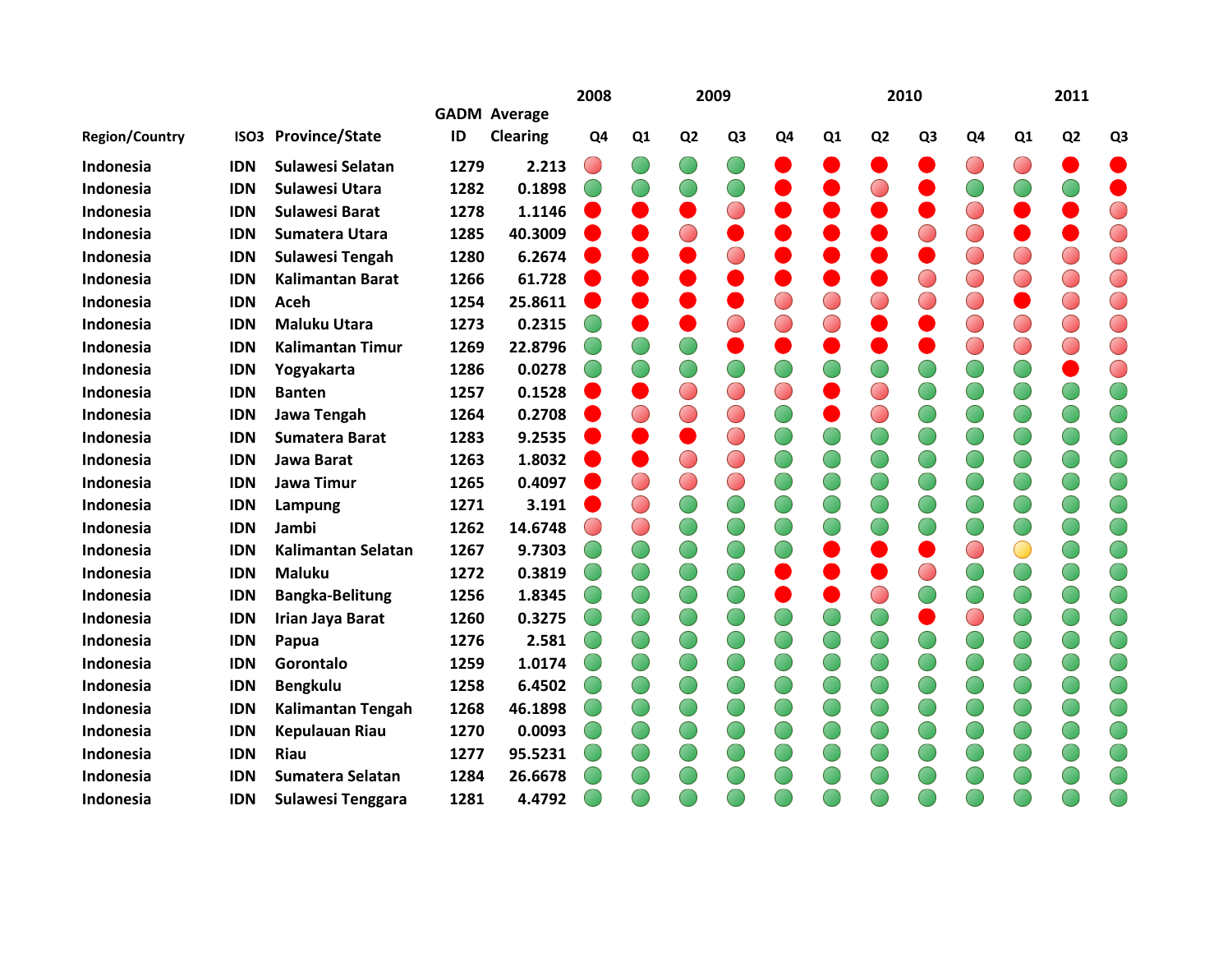| Region/Country | ISO3 | Province/State | GADM ID | Average Clearing | 2008 Q4 | 2009 Q1 | 2009 Q2 | 2009 Q3 | 2009 Q4 | 2010 Q1 | 2010 Q2 | 2010 Q3 | 2010 Q4 | 2011 Q1 | 2011 Q2 | 2011 Q3 |
|---|---|---|---|---|---|---|---|---|---|---|---|---|---|---|---|---|
| Indonesia | IDN | Sulawesi Selatan | 1279 | 2.213 | Light red | Green | Green | Green | Red | Red | Red | Red | Light red | Light red | Red | Red |
| Indonesia | IDN | Sulawesi Utara | 1282 | 0.1898 | Green | Green | Green | Green | Red | Red | Light red | Red | Green | Green | Green | Red |
| Indonesia | IDN | Sulawesi Barat | 1278 | 1.1146 | Red | Red | Red | Light red | Red | Red | Red | Red | Light red | Red | Red | Light red |
| Indonesia | IDN | Sumatera Utara | 1285 | 40.3009 | Red | Red | Light red | Red | Red | Red | Red | Light red | Light red | Red | Red | Light red |
| Indonesia | IDN | Sulawesi Tengah | 1280 | 6.2674 | Red | Red | Red | Light red | Red | Red | Red | Red | Light red | Light red | Light red | Light red |
| Indonesia | IDN | Kalimantan Barat | 1266 | 61.728 | Red | Red | Red | Red | Red | Red | Red | Light red | Light red | Light red | Light red | Light red |
| Indonesia | IDN | Aceh | 1254 | 25.8611 | Red | Red | Red | Red | Light red | Light red | Light red | Light red | Light red | Red | Light red | Light red |
| Indonesia | IDN | Maluku Utara | 1273 | 0.2315 | Green | Red | Red | Light red | Light red | Light red | Red | Red | Light red | Light red | Light red | Light red |
| Indonesia | IDN | Kalimantan Timur | 1269 | 22.8796 | Green | Green | Green | Red | Red | Red | Red | Red | Light red | Light red | Light red | Light red |
| Indonesia | IDN | Yogyakarta | 1286 | 0.0278 | Green | Green | Green | Green | Green | Green | Green | Green | Green | Green | Red | Light red |
| Indonesia | IDN | Banten | 1257 | 0.1528 | Red | Red | Light red | Light red | Light red | Red | Light red | Green | Green | Green | Green | Green |
| Indonesia | IDN | Jawa Tengah | 1264 | 0.2708 | Red | Light red | Light red | Light red | Green | Red | Light red | Green | Green | Green | Green | Green |
| Indonesia | IDN | Sumatera Barat | 1283 | 9.2535 | Red | Red | Red | Light red | Green | Green | Green | Green | Green | Green | Green | Green |
| Indonesia | IDN | Jawa Barat | 1263 | 1.8032 | Red | Red | Light red | Light red | Green | Green | Green | Green | Green | Green | Green | Green |
| Indonesia | IDN | Jawa Timur | 1265 | 0.4097 | Red | Light red | Light red | Light red | Green | Green | Green | Green | Green | Green | Green | Green |
| Indonesia | IDN | Lampung | 1271 | 3.191 | Red | Light red | Green | Green | Green | Green | Green | Green | Green | Green | Green | Green |
| Indonesia | IDN | Jambi | 1262 | 14.6748 | Light red | Light red | Green | Green | Green | Green | Green | Green | Green | Green | Green | Green |
| Indonesia | IDN | Kalimantan Selatan | 1267 | 9.7303 | Green | Green | Green | Green | Green | Red | Red | Red | Light red | Yellow | Green | Green |
| Indonesia | IDN | Maluku | 1272 | 0.3819 | Green | Green | Green | Green | Red | Red | Red | Light red | Green | Green | Green | Green |
| Indonesia | IDN | Bangka-Belitung | 1256 | 1.8345 | Green | Green | Green | Green | Red | Red | Light red | Green | Green | Green | Green | Green |
| Indonesia | IDN | Irian Jaya Barat | 1260 | 0.3275 | Green | Green | Green | Green | Green | Green | Green | Red | Light red | Green | Green | Green |
| Indonesia | IDN | Papua | 1276 | 2.581 | Green | Green | Green | Green | Green | Green | Green | Green | Green | Green | Green | Green |
| Indonesia | IDN | Gorontalo | 1259 | 1.0174 | Green | Green | Green | Green | Green | Green | Green | Green | Green | Green | Green | Green |
| Indonesia | IDN | Bengkulu | 1258 | 6.4502 | Green | Green | Green | Green | Green | Green | Green | Green | Green | Green | Green | Green |
| Indonesia | IDN | Kalimantan Tengah | 1268 | 46.1898 | Green | Green | Green | Green | Green | Green | Green | Green | Green | Green | Green | Green |
| Indonesia | IDN | Kepulauan Riau | 1270 | 0.0093 | Green | Green | Green | Green | Green | Green | Green | Green | Green | Green | Green | Green |
| Indonesia | IDN | Riau | 1277 | 95.5231 | Green | Green | Green | Green | Green | Green | Green | Green | Green | Green | Green | Green |
| Indonesia | IDN | Sumatera Selatan | 1284 | 26.6678 | Green | Green | Green | Green | Green | Green | Green | Green | Green | Green | Green | Green |
| Indonesia | IDN | Sulawesi Tenggara | 1281 | 4.4792 | Green | Green | Green | Green | Green | Green | Green | Green | Green | Green | Green | Green |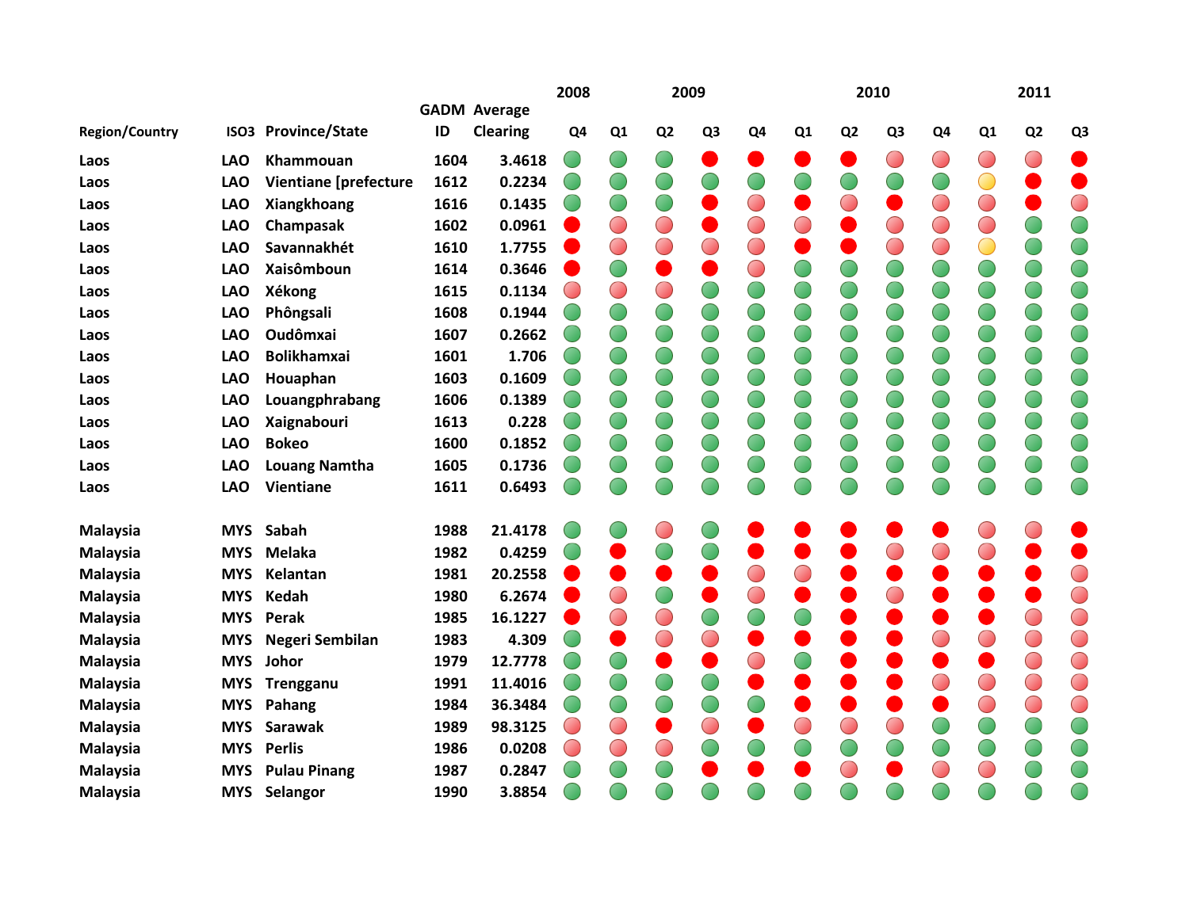| Region/Country | ISO3 | Province/State | GADM ID | Average Clearing | 2008 | 2009 | | | | 2010 | | | | 2011 | | |
|---|---|---|---|---|---|---|---|---|---|---|---|---|---|---|---|---|
| | | | | | Q4 | Q1 | Q2 | Q3 | Q4 | Q1 | Q2 | Q3 | Q4 | Q1 | Q2 | Q3 |
| Laos | LAO | Khammouan | 1604 | 3.4618 | Green | Green | Green | Red | Red | Red | Red | Light red | Light red | Light red | Light red | Red |
| Laos | LAO | Vientiane [prefecture | 1612 | 0.2234 | Green | Green | Green | Green | Green | Green | Green | Green | Green | Yellow | Red | Red |
| Laos | LAO | Xiangkhoang | 1616 | 0.1435 | Green | Green | Green | Red | Light red | Red | Light red | Red | Light red | Light red | Red | Light red |
| Laos | LAO | Champasak | 1602 | 0.0961 | Red | Light red | Light red | Red | Light red | Light red | Red | Light red | Light red | Light red | Green | Green |
| Laos | LAO | Savannakhét | 1610 | 1.7755 | Red | Light red | Light red | Light red | Light red | Red | Red | Light red | Light red | Yellow | Green | Green |
| Laos | LAO | Xaisômboun | 1614 | 0.3646 | Red | Green | Red | Red | Light red | Green | Green | Green | Green | Green | Green | Green |
| Laos | LAO | Xékong | 1615 | 0.1134 | Light red | Light red | Light red | Green | Green | Green | Green | Green | Green | Green | Green | Green |
| Laos | LAO | Phôngsali | 1608 | 0.1944 | Green | Green | Green | Green | Green | Green | Green | Green | Green | Green | Green | Green |
| Laos | LAO | Oudômxai | 1607 | 0.2662 | Green | Green | Green | Green | Green | Green | Green | Green | Green | Green | Green | Green |
| Laos | LAO | Bolikhamxai | 1601 | 1.706 | Green | Green | Green | Green | Green | Green | Green | Green | Green | Green | Green | Green |
| Laos | LAO | Houaphan | 1603 | 0.1609 | Green | Green | Green | Green | Green | Green | Green | Green | Green | Green | Green | Green |
| Laos | LAO | Louangphrabang | 1606 | 0.1389 | Green | Green | Green | Green | Green | Green | Green | Green | Green | Green | Green | Green |
| Laos | LAO | Xaignabouri | 1613 | 0.228 | Green | Green | Green | Green | Green | Green | Green | Green | Green | Green | Green | Green |
| Laos | LAO | Bokeo | 1600 | 0.1852 | Green | Green | Green | Green | Green | Green | Green | Green | Green | Green | Green | Green |
| Laos | LAO | Louang Namtha | 1605 | 0.1736 | Green | Green | Green | Green | Green | Green | Green | Green | Green | Green | Green | Green |
| Laos | LAO | Vientiane | 1611 | 0.6493 | Green | Green | Green | Green | Green | Green | Green | Green | Green | Green | Green | Green |
| Malaysia | MYS | Sabah | 1988 | 21.4178 | Green | Green | Light red | Green | Red | Red | Red | Red | Red | Light red | Light red | Red |
| Malaysia | MYS | Melaka | 1982 | 0.4259 | Green | Red | Green | Green | Red | Red | Red | Light red | Light red | Light red | Red | Red |
| Malaysia | MYS | Kelantan | 1981 | 20.2558 | Red | Red | Red | Red | Light red | Light red | Red | Red | Red | Red | Red | Light red |
| Malaysia | MYS | Kedah | 1980 | 6.2674 | Red | Light red | Green | Red | Light red | Red | Red | Light red | Red | Red | Red | Light red |
| Malaysia | MYS | Perak | 1985 | 16.1227 | Red | Light red | Light red | Green | Green | Green | Red | Red | Red | Red | Light red | Light red |
| Malaysia | MYS | Negeri Sembilan | 1983 | 4.309 | Green | Red | Light red | Light red | Red | Red | Red | Red | Light red | Light red | Light red | Light red |
| Malaysia | MYS | Johor | 1979 | 12.7778 | Green | Green | Red | Red | Light red | Green | Red | Red | Red | Red | Light red | Light red |
| Malaysia | MYS | Trengganu | 1991 | 11.4016 | Green | Green | Green | Green | Red | Red | Red | Red | Light red | Light red | Light red | Light red |
| Malaysia | MYS | Pahang | 1984 | 36.3484 | Green | Green | Green | Green | Green | Red | Red | Red | Red | Light red | Light red | Light red |
| Malaysia | MYS | Sarawak | 1989 | 98.3125 | Light red | Light red | Red | Light red | Red | Light red | Light red | Light red | Green | Green | Green | Green |
| Malaysia | MYS | Perlis | 1986 | 0.0208 | Light red | Light red | Light red | Green | Green | Green | Green | Green | Green | Green | Green | Green |
| Malaysia | MYS | Pulau Pinang | 1987 | 0.2847 | Green | Green | Green | Red | Red | Red | Light red | Red | Light red | Light red | Green | Green |
| Malaysia | MYS | Selangor | 1990 | 3.8854 | Green | Green | Green | Green | Green | Green | Green | Green | Green | Green | Green | Green |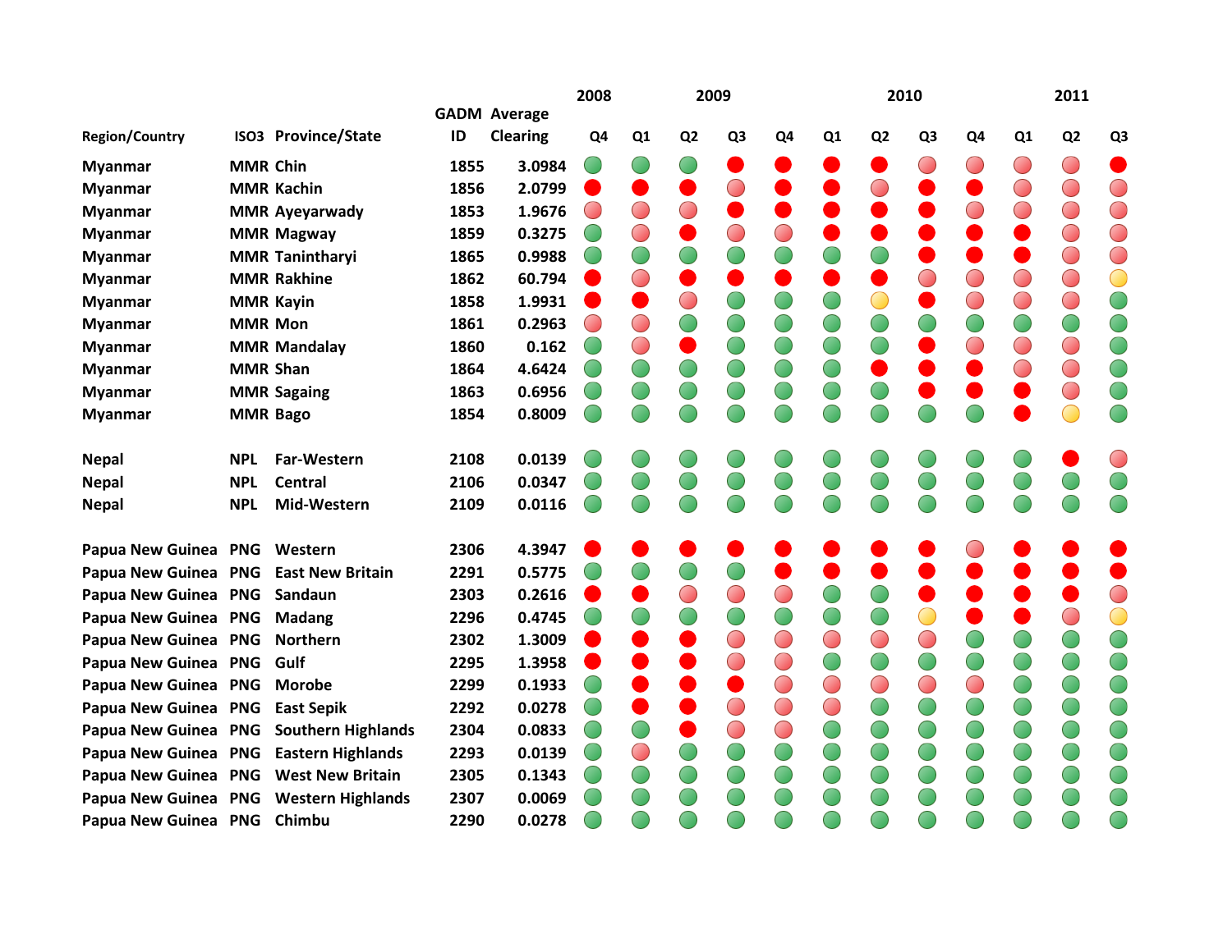| Region/Country | ISO3 | Province/State | GADM ID | Average Clearing | 2008 Q4 | 2009 Q1 | 2009 Q2 | 2009 Q3 | 2009 Q4 | 2010 Q1 | 2010 Q2 | 2010 Q3 | 2010 Q4 | 2011 Q1 | 2011 Q2 | 2011 Q3 |
|---|---|---|---|---|---|---|---|---|---|---|---|---|---|---|---|---|
| Myanmar | MMR | Chin | 1855 | 3.0984 | Green | Green | Green | Red | Red | Red | Red | Light red | Light red | Light red | Light red | Red |
| Myanmar | MMR | Kachin | 1856 | 2.0799 | Red | Red | Red | Light red | Red | Red | Light red | Red | Red | Light red | Light red | Light red |
| Myanmar | MMR | Ayeyarwady | 1853 | 1.9676 | Light red | Light red | Light red | Red | Red | Red | Red | Red | Light red | Light red | Light red | Light red |
| Myanmar | MMR | Magway | 1859 | 0.3275 | Green | Light red | Red | Light red | Light red | Red | Red | Red | Red | Red | Light red | Light red |
| Myanmar | MMR | Tanintharyi | 1865 | 0.9988 | Green | Green | Green | Green | Green | Green | Green | Red | Red | Red | Light red | Light red |
| Myanmar | MMR | Rakhine | 1862 | 60.794 | Red | Light red | Red | Red | Red | Red | Red | Light red | Light red | Light red | Light red | Yellow |
| Myanmar | MMR | Kayin | 1858 | 1.9931 | Red | Red | Light red | Green | Green | Green | Yellow | Red | Light red | Light red | Light red | Green |
| Myanmar | MMR | Mon | 1861 | 0.2963 | Light red | Light red | Green | Green | Green | Green | Green | Green | Green | Green | Green | Green |
| Myanmar | MMR | Mandalay | 1860 | 0.162 | Green | Light red | Red | Green | Green | Green | Green | Red | Light red | Light red | Light red | Green |
| Myanmar | MMR | Shan | 1864 | 4.6424 | Green | Green | Green | Green | Green | Green | Red | Red | Red | Light red | Light red | Green |
| Myanmar | MMR | Sagaing | 1863 | 0.6956 | Green | Green | Green | Green | Green | Green | Green | Red | Red | Red | Light red | Green |
| Myanmar | MMR | Bago | 1854 | 0.8009 | Green | Green | Green | Green | Green | Green | Green | Green | Green | Red | Yellow | Green |
| Nepal | NPL | Far-Western | 2108 | 0.0139 | Green | Green | Green | Green | Green | Green | Green | Green | Green | Green | Red | Light red |
| Nepal | NPL | Central | 2106 | 0.0347 | Green | Green | Green | Green | Green | Green | Green | Green | Green | Green | Green | Green |
| Nepal | NPL | Mid-Western | 2109 | 0.0116 | Green | Green | Green | Green | Green | Green | Green | Green | Green | Green | Green | Green |
| Papua New Guinea | PNG | Western | 2306 | 4.3947 | Red | Red | Red | Red | Red | Red | Red | Red | Light red | Red | Red | Red |
| Papua New Guinea | PNG | East New Britain | 2291 | 0.5775 | Green | Green | Green | Green | Red | Red | Red | Red | Red | Red | Red | Red |
| Papua New Guinea | PNG | Sandaun | 2303 | 0.2616 | Red | Red | Light red | Light red | Light red | Green | Green | Red | Red | Red | Red | Light red |
| Papua New Guinea | PNG | Madang | 2296 | 0.4745 | Green | Green | Green | Green | Green | Green | Green | Yellow | Red | Red | Light red | Yellow |
| Papua New Guinea | PNG | Northern | 2302 | 1.3009 | Red | Red | Red | Light red | Light red | Light red | Light red | Light red | Green | Green | Green | Green |
| Papua New Guinea | PNG | Gulf | 2295 | 1.3958 | Red | Red | Red | Light red | Light red | Green | Green | Green | Green | Green | Green | Green |
| Papua New Guinea | PNG | Morobe | 2299 | 0.1933 | Green | Red | Red | Red | Light red | Light red | Light red | Light red | Light red | Green | Green | Green |
| Papua New Guinea | PNG | East Sepik | 2292 | 0.0278 | Green | Red | Red | Light red | Light red | Light red | Green | Green | Green | Green | Green | Green |
| Papua New Guinea | PNG | Southern Highlands | 2304 | 0.0833 | Green | Green | Red | Light red | Light red | Green | Green | Green | Green | Green | Green | Green |
| Papua New Guinea | PNG | Eastern Highlands | 2293 | 0.0139 | Green | Light red | Green | Green | Green | Green | Green | Green | Green | Green | Green | Green |
| Papua New Guinea | PNG | West New Britain | 2305 | 0.1343 | Green | Green | Green | Green | Green | Green | Green | Green | Green | Green | Green | Green |
| Papua New Guinea | PNG | Western Highlands | 2307 | 0.0069 | Green | Green | Green | Green | Green | Green | Green | Green | Green | Green | Green | Green |
| Papua New Guinea | PNG | Chimbu | 2290 | 0.0278 | Green | Green | Green | Green | Green | Green | Green | Green | Green | Green | Green | Green |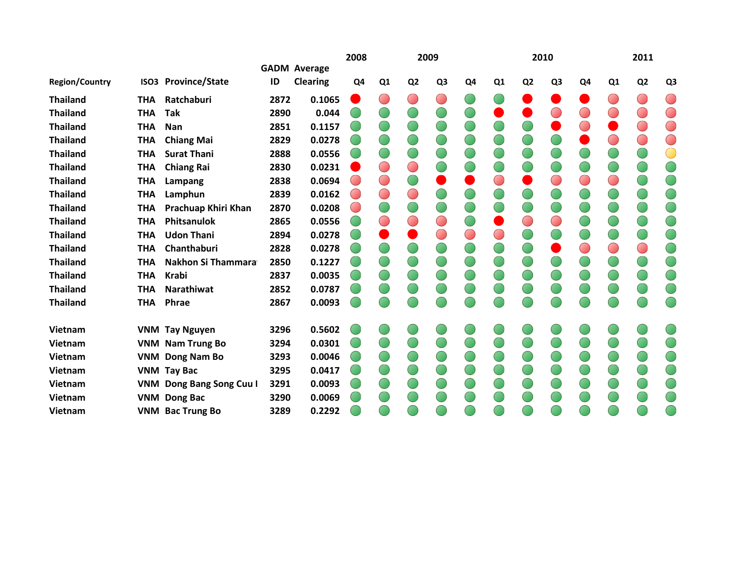| Region/Country | ISO3 | Province/State | GADM ID | Average Clearing | 2008 | 2009 | | | | 2010 | | | | 2011 | | |
|---|---|---|---|---|---|---|---|---|---|---|---|---|---|---|---|---|
| | | | | | Q4 | Q1 | Q2 | Q3 | Q4 | Q1 | Q2 | Q3 | Q4 | Q1 | Q2 | Q3 |
| Thailand | THA | Ratchaburi | 2872 | 0.1065 | Red | Light red | Light red | Light red | Green | Green | Red | Red | Red | Light red | Light red | Light red |
| Thailand | THA | Tak | 2890 | 0.044 | Green | Green | Green | Green | Green | Red | Red | Light red | Light red | Light red | Light red | Light red |
| Thailand | THA | Nan | 2851 | 0.1157 | Green | Green | Green | Green | Green | Green | Green | Red | Light red | Red | Light red | Light red |
| Thailand | THA | Chiang Mai | 2829 | 0.0278 | Green | Green | Green | Green | Green | Green | Green | Green | Red | Light red | Light red | Light red |
| Thailand | THA | Surat Thani | 2888 | 0.0556 | Green | Green | Green | Green | Green | Green | Green | Green | Green | Green | Green | Yellow |
| Thailand | THA | Chiang Rai | 2830 | 0.0231 | Red | Light red | Light red | Green | Green | Green | Green | Green | Green | Green | Green | Green |
| Thailand | THA | Lampang | 2838 | 0.0694 | Light red | Light red | Green | Red | Red | Light red | Red | Light red | Light red | Light red | Green | Green |
| Thailand | THA | Lamphun | 2839 | 0.0162 | Light red | Light red | Light red | Green | Green | Green | Green | Green | Green | Green | Green | Green |
| Thailand | THA | Prachuap Khiri Khan | 2870 | 0.0208 | Light red | Green | Green | Green | Green | Green | Green | Green | Green | Green | Green | Green |
| Thailand | THA | Phitsanulok | 2865 | 0.0556 | Green | Light red | Light red | Light red | Green | Red | Light red | Light red | Green | Green | Green | Green |
| Thailand | THA | Udon Thani | 2894 | 0.0278 | Green | Red | Red | Light red | Light red | Light red | Green | Green | Green | Green | Green | Green |
| Thailand | THA | Chanthaburi | 2828 | 0.0278 | Green | Green | Green | Green | Green | Green | Green | Red | Light red | Light red | Light red | Green |
| Thailand | THA | Nakhon Si Thammara | 2850 | 0.1227 | Green | Green | Green | Green | Green | Green | Green | Green | Green | Green | Green | Green |
| Thailand | THA | Krabi | 2837 | 0.0035 | Green | Green | Green | Green | Green | Green | Green | Green | Green | Green | Green | Green |
| Thailand | THA | Narathiwat | 2852 | 0.0787 | Green | Green | Green | Green | Green | Green | Green | Green | Green | Green | Green | Green |
| Thailand | THA | Phrae | 2867 | 0.0093 | Green | Green | Green | Green | Green | Green | Green | Green | Green | Green | Green | Green |
| Vietnam | VNM | Tay Nguyen | 3296 | 0.5602 | Green | Green | Green | Green | Green | Green | Green | Green | Green | Green | Green | Green |
| Vietnam | VNM | Nam Trung Bo | 3294 | 0.0301 | Green | Green | Green | Green | Green | Green | Green | Green | Green | Green | Green | Green |
| Vietnam | VNM | Dong Nam Bo | 3293 | 0.0046 | Green | Green | Green | Green | Green | Green | Green | Green | Green | Green | Green | Green |
| Vietnam | VNM | Tay Bac | 3295 | 0.0417 | Green | Green | Green | Green | Green | Green | Green | Green | Green | Green | Green | Green |
| Vietnam | VNM | Dong Bang Song Cuu l | 3291 | 0.0093 | Green | Green | Green | Green | Green | Green | Green | Green | Green | Green | Green | Green |
| Vietnam | VNM | Dong Bac | 3290 | 0.0069 | Green | Green | Green | Green | Green | Green | Green | Green | Green | Green | Green | Green |
| Vietnam | VNM | Bac Trung Bo | 3289 | 0.2292 | Green | Green | Green | Green | Green | Green | Green | Green | Green | Green | Green | Green |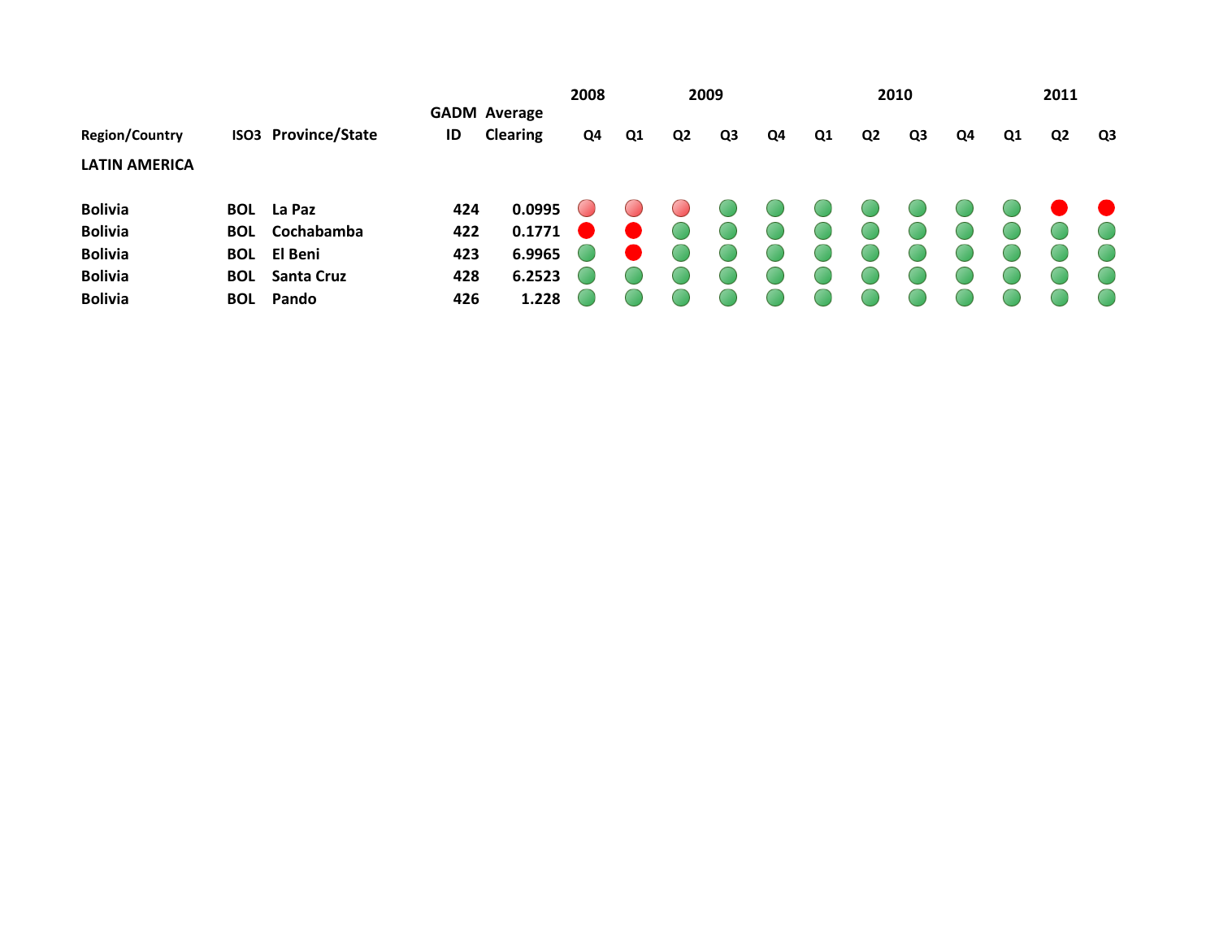| Region/Country | ISO3 | Province/State | GADM ID | Average Clearing | 2008 | 2009 | | | | 2010 | | | | 2011 | | |
|---|---|---|---|---|---|---|---|---|---|---|---|---|---|---|---|---|
| | | | | | Q4 | Q1 | Q2 | Q3 | Q4 | Q1 | Q2 | Q3 | Q4 | Q1 | Q2 | Q3 |
| **LATIN AMERICA** | | | | | | | | | | | | | | | | |
| Bolivia | BOL | La Paz | 424 | 0.0995 | Light red | Light red | Light red | Green | Green | Green | Green | Green | Green | Green | Red | Red |
| Bolivia | BOL | Cochabamba | 422 | 0.1771 | Red | Red | Green | Green | Green | Green | Green | Green | Green | Green | Green | Green |
| Bolivia | BOL | El Beni | 423 | 6.9965 | Green | Red | Green | Green | Green | Green | Green | Green | Green | Green | Green | Green |
| Bolivia | BOL | Santa Cruz | 428 | 6.2523 | Green | Green | Green | Green | Green | Green | Green | Green | Green | Green | Green | Green |
| Bolivia | BOL | Pando | 426 | 1.228 | Green | Green | Green | Green | Green | Green | Green | Green | Green | Green | Green | Green |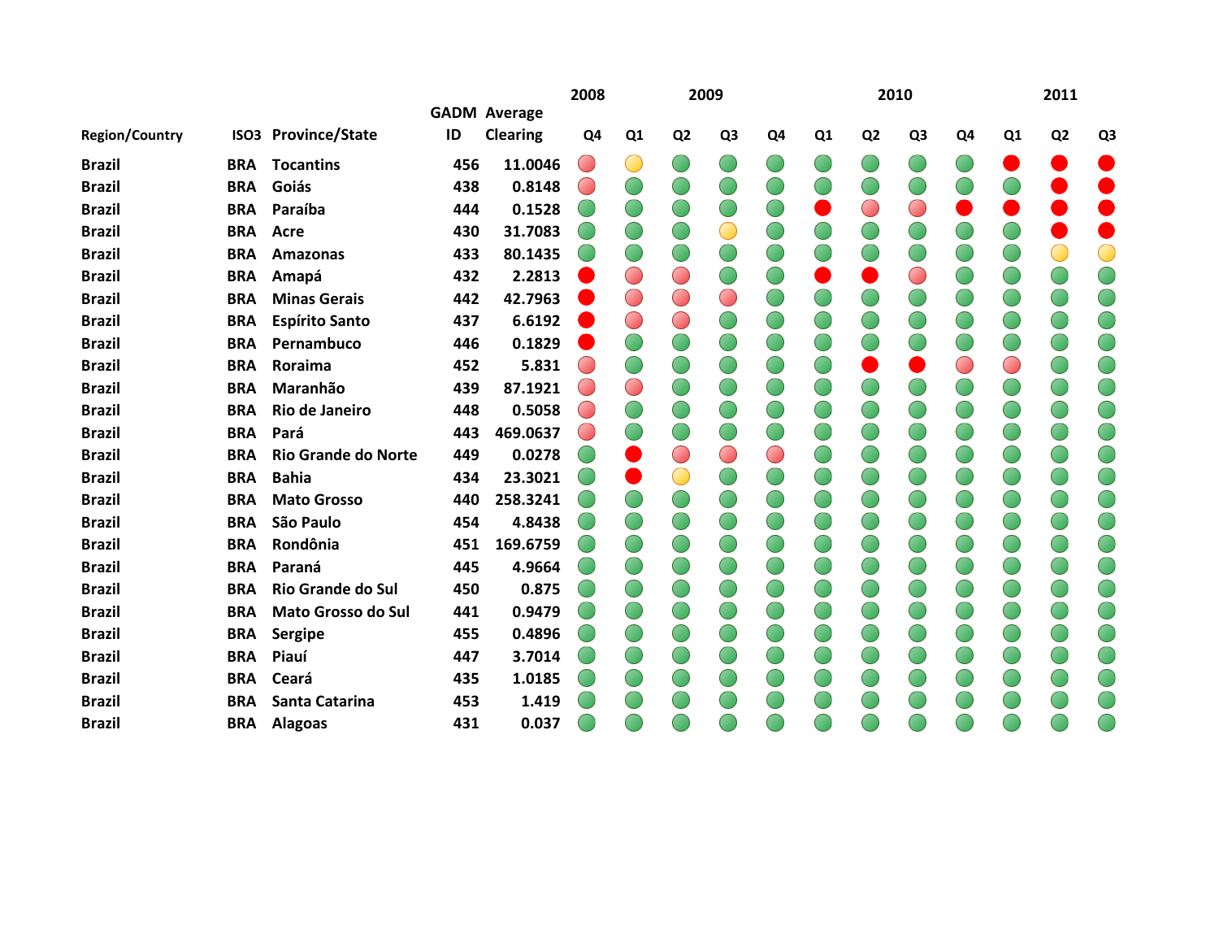| Region/Country | ISO3 | Province/State | GADM ID | Average Clearing | 2008 Q4 | 2009 Q1 | 2009 Q2 | 2009 Q3 | 2009 Q4 | 2010 Q1 | 2010 Q2 | 2010 Q3 | 2010 Q4 | 2011 Q1 | 2011 Q2 | 2011 Q3 |
|---|---|---|---|---|---|---|---|---|---|---|---|---|---|---|---|---|
| Brazil | BRA | Tocantins | 456 | 11.0046 | Light red | Yellow | Green | Green | Green | Green | Green | Green | Green | Red | Red | Red |
| Brazil | BRA | Goiás | 438 | 0.8148 | Light red | Green | Green | Green | Green | Green | Green | Green | Green | Green | Red | Red |
| Brazil | BRA | Paraíba | 444 | 0.1528 | Green | Green | Green | Green | Green | Red | Light red | Light red | Red | Red | Red | Red |
| Brazil | BRA | Acre | 430 | 31.7083 | Green | Green | Green | Yellow | Green | Green | Green | Green | Green | Green | Red | Red |
| Brazil | BRA | Amazonas | 433 | 80.1435 | Green | Green | Green | Green | Green | Green | Green | Green | Green | Green | Yellow | Yellow |
| Brazil | BRA | Amapá | 432 | 2.2813 | Red | Light red | Light red | Green | Green | Red | Red | Light red | Green | Green | Green | Green |
| Brazil | BRA | Minas Gerais | 442 | 42.7963 | Red | Light red | Light red | Light red | Green | Green | Green | Green | Green | Green | Green | Green |
| Brazil | BRA | Espírito Santo | 437 | 6.6192 | Red | Light red | Light red | Green | Green | Green | Green | Green | Green | Green | Green | Green |
| Brazil | BRA | Pernambuco | 446 | 0.1829 | Red | Green | Green | Green | Green | Green | Green | Green | Green | Green | Green | Green |
| Brazil | BRA | Roraima | 452 | 5.831 | Light red | Green | Green | Green | Green | Green | Red | Red | Light red | Light red | Green | Green |
| Brazil | BRA | Maranhão | 439 | 87.1921 | Light red | Light red | Green | Green | Green | Green | Green | Green | Green | Green | Green | Green |
| Brazil | BRA | Rio de Janeiro | 448 | 0.5058 | Light red | Green | Green | Green | Green | Green | Green | Green | Green | Green | Green | Green |
| Brazil | BRA | Pará | 443 | 469.0637 | Light red | Green | Green | Green | Green | Green | Green | Green | Green | Green | Green | Green |
| Brazil | BRA | Rio Grande do Norte | 449 | 0.0278 | Green | Red | Light red | Light red | Light red | Green | Green | Green | Green | Green | Green | Green |
| Brazil | BRA | Bahia | 434 | 23.3021 | Green | Red | Yellow | Green | Green | Green | Green | Green | Green | Green | Green | Green |
| Brazil | BRA | Mato Grosso | 440 | 258.3241 | Green | Green | Green | Green | Green | Green | Green | Green | Green | Green | Green | Green |
| Brazil | BRA | São Paulo | 454 | 4.8438 | Green | Green | Green | Green | Green | Green | Green | Green | Green | Green | Green | Green |
| Brazil | BRA | Rondônia | 451 | 169.6759 | Green | Green | Green | Green | Green | Green | Green | Green | Green | Green | Green | Green |
| Brazil | BRA | Paraná | 445 | 4.9664 | Green | Green | Green | Green | Green | Green | Green | Green | Green | Green | Green | Green |
| Brazil | BRA | Rio Grande do Sul | 450 | 0.875 | Green | Green | Green | Green | Green | Green | Green | Green | Green | Green | Green | Green |
| Brazil | BRA | Mato Grosso do Sul | 441 | 0.9479 | Green | Green | Green | Green | Green | Green | Green | Green | Green | Green | Green | Green |
| Brazil | BRA | Sergipe | 455 | 0.4896 | Green | Green | Green | Green | Green | Green | Green | Green | Green | Green | Green | Green |
| Brazil | BRA | Piauí | 447 | 3.7014 | Green | Green | Green | Green | Green | Green | Green | Green | Green | Green | Green | Green |
| Brazil | BRA | Ceará | 435 | 1.0185 | Green | Green | Green | Green | Green | Green | Green | Green | Green | Green | Green | Green |
| Brazil | BRA | Santa Catarina | 453 | 1.419 | Green | Green | Green | Green | Green | Green | Green | Green | Green | Green | Green | Green |
| Brazil | BRA | Alagoas | 431 | 0.037 | Green | Green | Green | Green | Green | Green | Green | Green | Green | Green | Green | Green |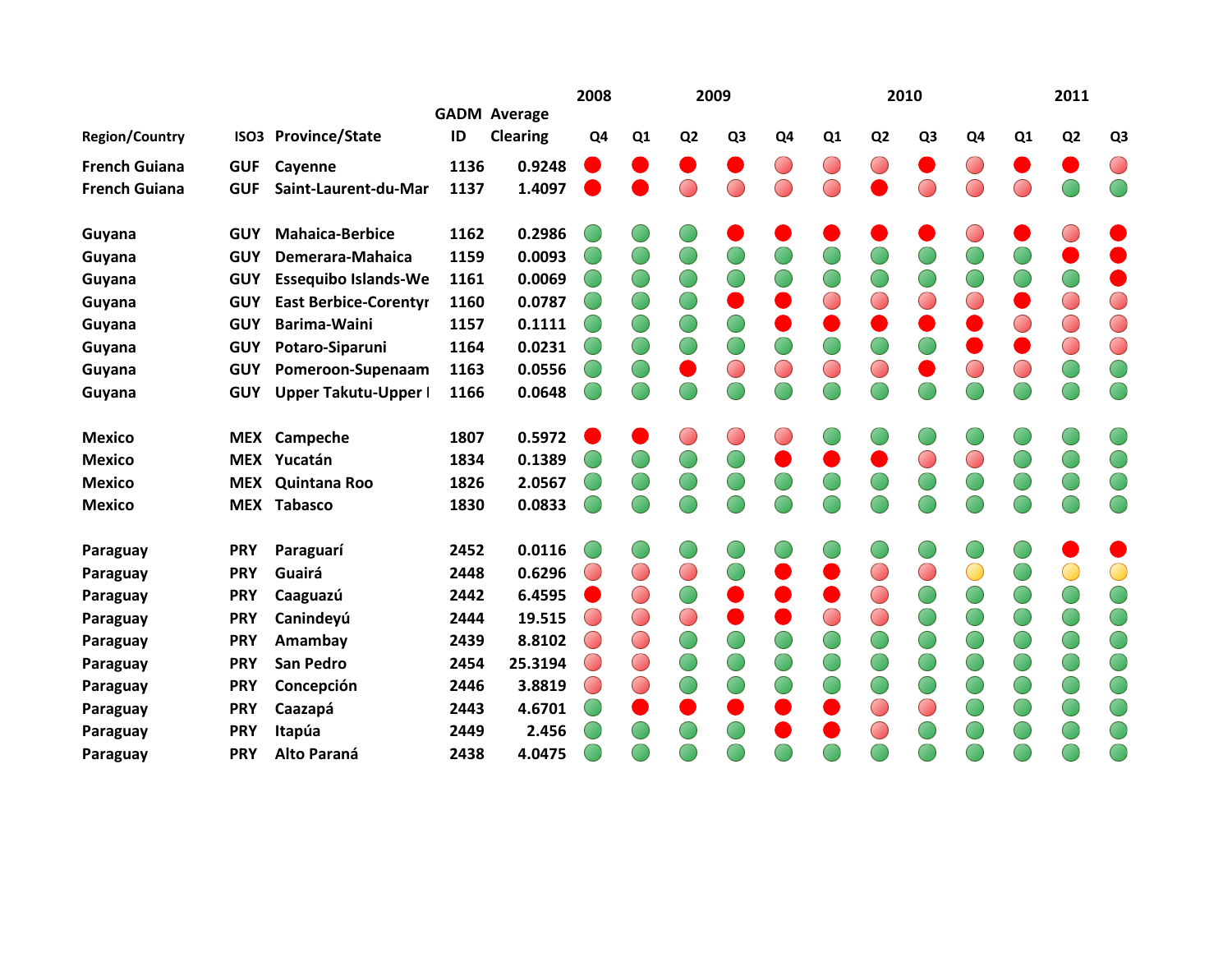| Region/Country | ISO3 | Province/State | GADM ID | Average Clearing | 2008 | 2009 | | | | 2010 | | | | 2011 | | |
|---|---|---|---|---|---|---|---|---|---|---|---|---|---|---|---|---|
| | | | | | Q4 | Q1 | Q2 | Q3 | Q4 | Q1 | Q2 | Q3 | Q4 | Q1 | Q2 | Q3 |
| French Guiana | GUF | Cayenne | 1136 | 0.9248 | Red | Red | Red | Red | Light red | Light red | Light red | Red | Light red | Red | Red | Light red |
| French Guiana | GUF | Saint-Laurent-du-Mar | 1137 | 1.4097 | Red | Red | Light red | Light red | Light red | Light red | Red | Light red | Light red | Light red | Green | Green |
| Guyana | GUY | Mahaica-Berbice | 1162 | 0.2986 | Green | Green | Green | Red | Red | Red | Red | Red | Light red | Red | Light red | Red |
| Guyana | GUY | Demerara-Mahaica | 1159 | 0.0093 | Green | Green | Green | Green | Green | Green | Green | Green | Green | Green | Red | Red |
| Guyana | GUY | Essequibo Islands-We | 1161 | 0.0069 | Green | Green | Green | Green | Green | Green | Green | Green | Green | Green | Green | Red |
| Guyana | GUY | East Berbice-Corentyr | 1160 | 0.0787 | Green | Green | Green | Red | Red | Light red | Light red | Light red | Light red | Red | Light red | Light red |
| Guyana | GUY | Barima-Waini | 1157 | 0.1111 | Green | Green | Green | Green | Red | Red | Red | Red | Red | Light red | Light red | Light red |
| Guyana | GUY | Potaro-Siparuni | 1164 | 0.0231 | Green | Green | Green | Green | Green | Green | Green | Green | Red | Red | Light red | Light red |
| Guyana | GUY | Pomeroon-Supenaam | 1163 | 0.0556 | Green | Green | Red | Light red | Light red | Light red | Light red | Red | Light red | Light red | Green | Green |
| Guyana | GUY | Upper Takutu-Upper I | 1166 | 0.0648 | Green | Green | Green | Green | Green | Green | Green | Green | Green | Green | Green | Green |
| Mexico | MEX | Campeche | 1807 | 0.5972 | Red | Red | Light red | Light red | Light red | Green | Green | Green | Green | Green | Green | Green |
| Mexico | MEX | Yucatán | 1834 | 0.1389 | Green | Green | Green | Green | Red | Red | Red | Light red | Light red | Green | Green | Green |
| Mexico | MEX | Quintana Roo | 1826 | 2.0567 | Green | Green | Green | Green | Green | Green | Green | Green | Green | Green | Green | Green |
| Mexico | MEX | Tabasco | 1830 | 0.0833 | Green | Green | Green | Green | Green | Green | Green | Green | Green | Green | Green | Green |
| Paraguay | PRY | Paraguarí | 2452 | 0.0116 | Green | Green | Green | Green | Green | Green | Green | Green | Green | Green | Red | Red |
| Paraguay | PRY | Guairá | 2448 | 0.6296 | Light red | Light red | Light red | Green | Red | Red | Light red | Light red | Yellow | Green | Yellow | Yellow |
| Paraguay | PRY | Caaguazú | 2442 | 6.4595 | Red | Light red | Green | Red | Red | Red | Light red | Green | Green | Green | Green | Green |
| Paraguay | PRY | Canindeyú | 2444 | 19.515 | Light red | Light red | Light red | Red | Red | Light red | Light red | Green | Green | Green | Green | Green |
| Paraguay | PRY | Amambay | 2439 | 8.8102 | Light red | Light red | Green | Green | Green | Green | Green | Green | Green | Green | Green | Green |
| Paraguay | PRY | San Pedro | 2454 | 25.3194 | Light red | Light red | Green | Green | Green | Green | Green | Green | Green | Green | Green | Green |
| Paraguay | PRY | Concepción | 2446 | 3.8819 | Light red | Light red | Green | Green | Green | Green | Green | Green | Green | Green | Green | Green |
| Paraguay | PRY | Caazapá | 2443 | 4.6701 | Green | Red | Red | Red | Red | Red | Light red | Light red | Green | Green | Green | Green |
| Paraguay | PRY | Itapúa | 2449 | 2.456 | Green | Green | Green | Green | Red | Red | Light red | Green | Green | Green | Green | Green |
| Paraguay | PRY | Alto Paraná | 2438 | 4.0475 | Green | Green | Green | Green | Green | Green | Green | Green | Green | Green | Green | Green |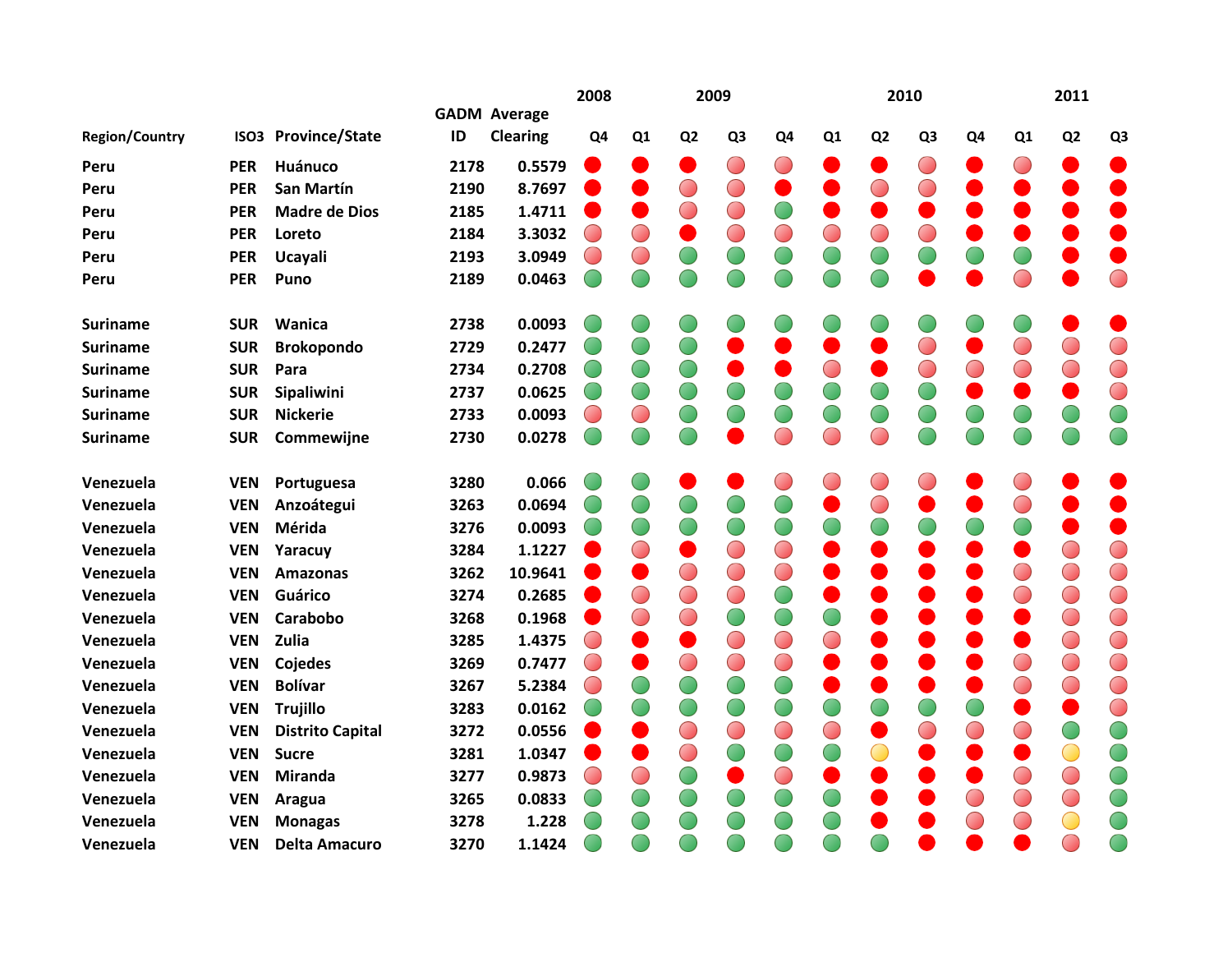| Region/Country | ISO3 | Province/State | GADM ID | Average Clearing | 2008 Q4 | 2009 Q1 | 2009 Q2 | 2009 Q3 | 2009 Q4 | 2010 Q1 | 2010 Q2 | 2010 Q3 | 2010 Q4 | 2011 Q1 | 2011 Q2 | 2011 Q3 |
|---|---|---|---|---|---|---|---|---|---|---|---|---|---|---|---|---|
| Peru | PER | Huánuco | 2178 | 0.5579 | red | red | red | light red | light red | red | red | light red | red | light red | red | red |
| Peru | PER | San Martín | 2190 | 8.7697 | red | red | light red | light red | red | red | light red | light red | red | red | red | red |
| Peru | PER | Madre de Dios | 2185 | 1.4711 | red | red | light red | light red | green | red | red | red | red | red | red | red |
| Peru | PER | Loreto | 2184 | 3.3032 | light red | light red | red | light red | light red | light red | light red | light red | red | red | red | red |
| Peru | PER | Ucayali | 2193 | 3.0949 | light red | light red | green | green | green | green | green | green | green | green | red | red |
| Peru | PER | Puno | 2189 | 0.0463 | green | green | green | green | green | green | green | red | red | light red | red | light red |
| Suriname | SUR | Wanica | 2738 | 0.0093 | green | green | green | green | green | green | green | green | green | green | red | red |
| Suriname | SUR | Brokopondo | 2729 | 0.2477 | green | green | green | red | red | red | red | light red | red | light red | light red | light red |
| Suriname | SUR | Para | 2734 | 0.2708 | green | green | green | red | red | light red | red | light red | light red | light red | light red | light red |
| Suriname | SUR | Sipaliwini | 2737 | 0.0625 | green | green | green | green | green | green | green | green | red | red | red | light red |
| Suriname | SUR | Nickerie | 2733 | 0.0093 | light red | light red | green | green | green | green | green | green | green | green | green | green |
| Suriname | SUR | Commewijne | 2730 | 0.0278 | green | green | green | red | light red | light red | light red | green | green | green | green | green |
| Venezuela | VEN | Portuguesa | 3280 | 0.066 | green | green | red | red | light red | light red | light red | light red | red | light red | red | red |
| Venezuela | VEN | Anzoátegui | 3263 | 0.0694 | green | green | green | green | green | red | light red | red | red | light red | red | red |
| Venezuela | VEN | Mérida | 3276 | 0.0093 | green | green | green | green | green | green | green | green | green | green | red | red |
| Venezuela | VEN | Yaracuy | 3284 | 1.1227 | red | light red | red | light red | light red | red | red | red | red | red | light red | light red |
| Venezuela | VEN | Amazonas | 3262 | 10.9641 | red | red | light red | light red | light red | red | red | red | red | light red | light red | light red |
| Venezuela | VEN | Guárico | 3274 | 0.2685 | red | light red | light red | light red | green | red | red | red | red | light red | light red | light red |
| Venezuela | VEN | Carabobo | 3268 | 0.1968 | red | light red | light red | green | green | green | red | red | red | red | light red | light red |
| Venezuela | VEN | Zulia | 3285 | 1.4375 | light red | red | red | light red | light red | light red | red | red | red | red | light red | light red |
| Venezuela | VEN | Cojedes | 3269 | 0.7477 | light red | red | light red | light red | light red | red | red | red | red | light red | light red | light red |
| Venezuela | VEN | Bolívar | 3267 | 5.2384 | light red | green | green | green | green | red | red | red | red | light red | light red | light red |
| Venezuela | VEN | Trujillo | 3283 | 0.0162 | green | green | green | green | green | green | green | green | green | red | red | light red |
| Venezuela | VEN | Distrito Capital | 3272 | 0.0556 | red | red | light red | light red | light red | light red | red | light red | light red | light red | green | green |
| Venezuela | VEN | Sucre | 3281 | 1.0347 | red | red | light red | green | green | green | yellow | red | red | red | yellow | green |
| Venezuela | VEN | Miranda | 3277 | 0.9873 | light red | light red | green | red | light red | red | red | red | red | light red | light red | green |
| Venezuela | VEN | Aragua | 3265 | 0.0833 | green | green | green | green | green | green | red | red | light red | light red | light red | green |
| Venezuela | VEN | Monagas | 3278 | 1.228 | green | green | green | green | green | green | red | red | light red | light red | yellow | green |
| Venezuela | VEN | Delta Amacuro | 3270 | 1.1424 | green | green | green | green | green | green | green | red | red | red | light red | green |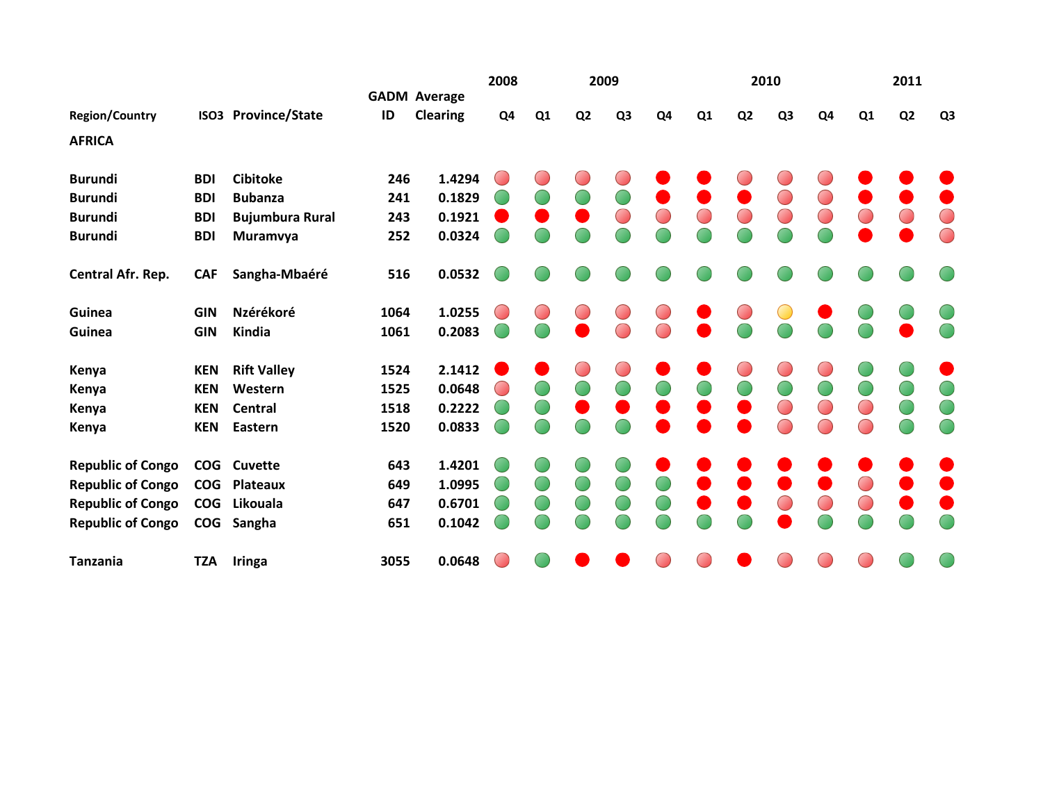| Region/Country | ISO3 | Province/State | GADM ID | Average Clearing | 2008 | 2009 | | | | 2010 | | | | 2011 | | |
|---|---|---|---|---|---|---|---|---|---|---|---|---|---|---|---|---|
| | | | | | Q4 | Q1 | Q2 | Q3 | Q4 | Q1 | Q2 | Q3 | Q4 | Q1 | Q2 | Q3 |
| **AFRICA** | | | | | | | | | | | | | | | | |
| Burundi | BDI | Cibitoke | 246 | 1.4294 | light red | light red | light red | light red | red | red | light red | light red | light red | red | red | red |
| Burundi | BDI | Bubanza | 241 | 0.1829 | green | green | green | green | red | red | red | light red | light red | red | red | red |
| Burundi | BDI | Bujumbura Rural | 243 | 0.1921 | red | red | red | light red | light red | light red | light red | light red | light red | light red | light red | light red |
| Burundi | BDI | Muramvya | 252 | 0.0324 | green | green | green | green | green | green | green | green | green | red | red | light red |
| Central Afr. Rep. | CAF | Sangha-Mbaéré | 516 | 0.0532 | green | green | green | green | green | green | green | green | green | green | green | green |
| Guinea | GIN | Nzérékoré | 1064 | 1.0255 | light red | light red | light red | light red | light red | red | light red | yellow | red | green | green | green |
| Guinea | GIN | Kindia | 1061 | 0.2083 | green | green | red | light red | light red | red | green | green | green | green | red | green |
| Kenya | KEN | Rift Valley | 1524 | 2.1412 | red | red | light red | light red | red | red | light red | light red | light red | green | green | red |
| Kenya | KEN | Western | 1525 | 0.0648 | light red | green | green | green | green | green | green | green | green | green | green | green |
| Kenya | KEN | Central | 1518 | 0.2222 | green | green | red | red | red | red | red | light red | light red | light red | green | green |
| Kenya | KEN | Eastern | 1520 | 0.0833 | green | green | green | green | red | red | red | light red | light red | light red | green | green |
| Republic of Congo | COG | Cuvette | 643 | 1.4201 | green | green | green | green | red | red | red | red | red | red | red | red |
| Republic of Congo | COG | Plateaux | 649 | 1.0995 | green | green | green | green | green | red | red | red | red | light red | red | red |
| Republic of Congo | COG | Likouala | 647 | 0.6701 | green | green | green | green | green | red | red | light red | light red | light red | red | red |
| Republic of Congo | COG | Sangha | 651 | 0.1042 | green | green | green | green | green | green | green | red | green | green | green | green |
| Tanzania | TZA | Iringa | 3055 | 0.0648 | light red | green | red | red | light red | light red | red | light red | light red | light red | green | green |